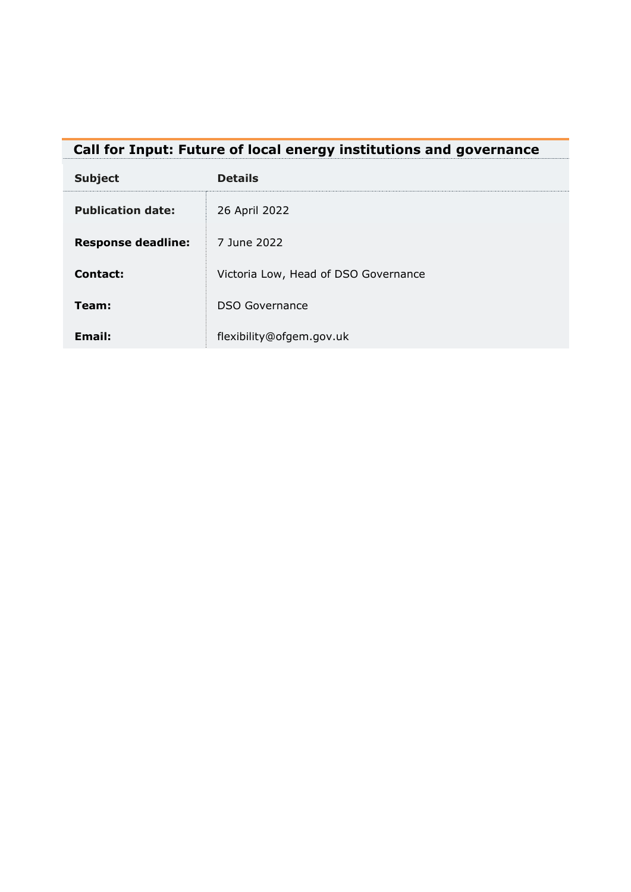# Call for Input: Future of local energy institutions and governance

| Subject | Details |
| --- | --- |
| **Publication date:** | 26 April 2022 |
| **Response deadline:** | 7 June 2022 |
| **Contact:** | Victoria Low, Head of DSO Governance |
| **Team:** | DSO Governance |
| **Email:** | flexibility@ofgem.gov.uk |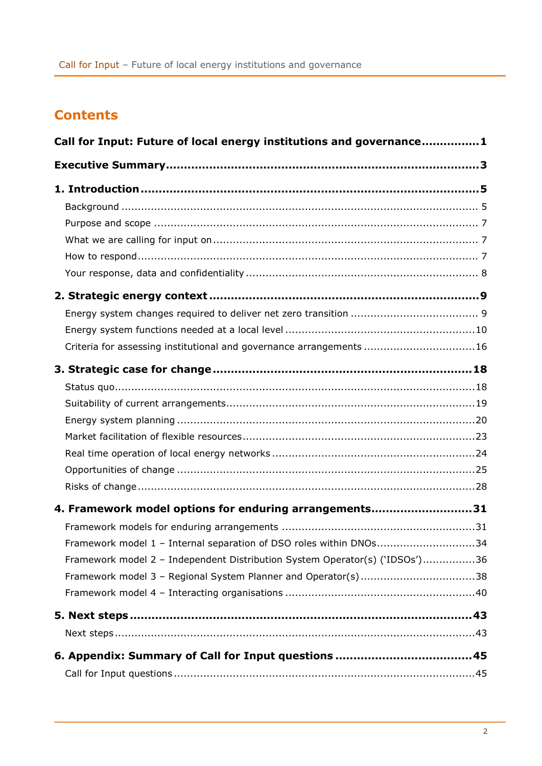# Contents

**Call for Input: Future of local energy institutions and governance** ............... **1**

**Executive Summary** ............... **3**

**1. Introduction** ............... **5**

- Background ............... 5
- Purpose and scope ............... 7
- What we are calling for input on ............... 7
- How to respond ............... 7
- Your response, data and confidentiality ............... 8

**2. Strategic energy context** ............... **9**

- Energy system changes required to deliver net zero transition ............... 9
- Energy system functions needed at a local level ............... 10
- Criteria for assessing institutional and governance arrangements ............... 16

**3. Strategic case for change** ............... **18**

- Status quo ............... 18
- Suitability of current arrangements ............... 19
- Energy system planning ............... 20
- Market facilitation of flexible resources ............... 23
- Real time operation of local energy networks ............... 24
- Opportunities of change ............... 25
- Risks of change ............... 28

**4. Framework model options for enduring arrangements** ............... **31**

- Framework models for enduring arrangements ............... 31
- Framework model 1 – Internal separation of DSO roles within DNOs ............... 34
- Framework model 2 – Independent Distribution System Operator(s) ('IDSOs') ............... 36
- Framework model 3 – Regional System Planner and Operator(s) ............... 38
- Framework model 4 – Interacting organisations ............... 40

**5. Next steps** ............... **43**

- Next steps ............... 43

**6. Appendix: Summary of Call for Input questions** ............... **45**

- Call for Input questions ............... 45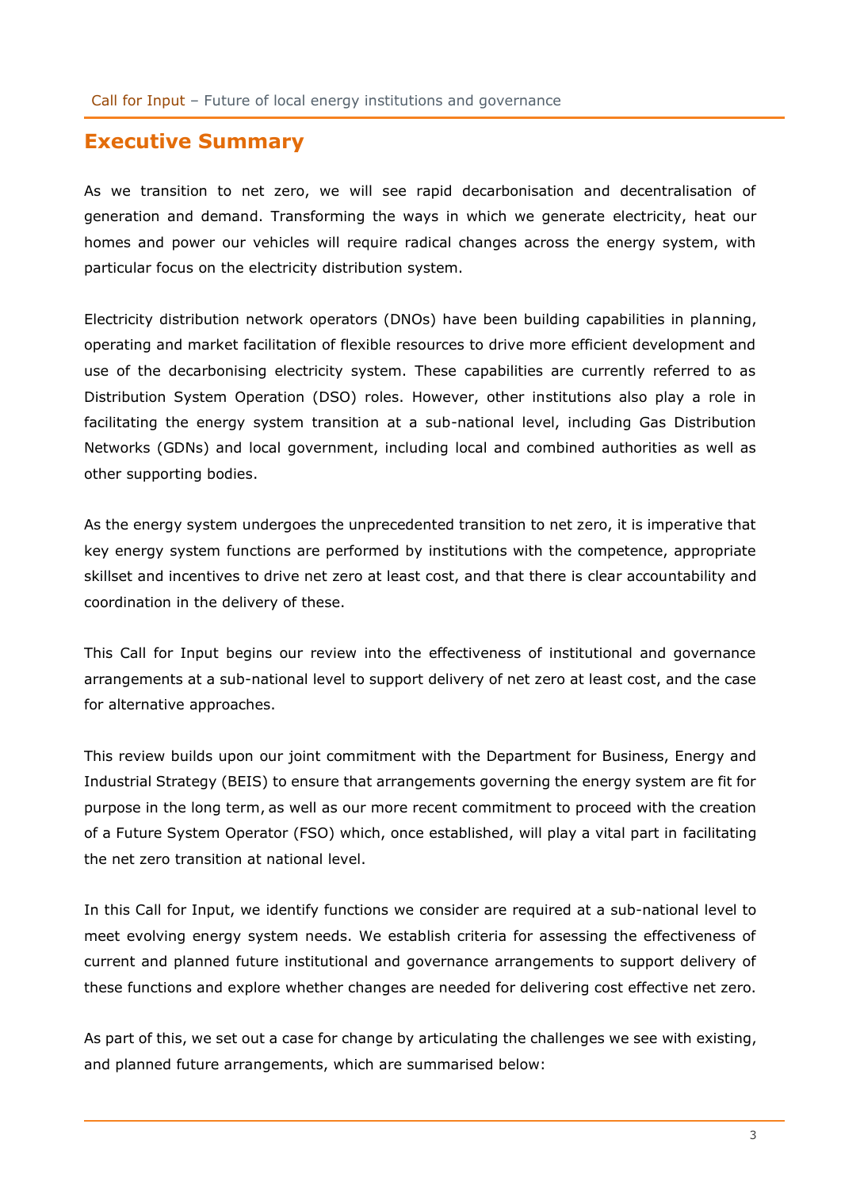## Executive Summary

As we transition to net zero, we will see rapid decarbonisation and decentralisation of generation and demand. Transforming the ways in which we generate electricity, heat our homes and power our vehicles will require radical changes across the energy system, with particular focus on the electricity distribution system.

Electricity distribution network operators (DNOs) have been building capabilities in planning, operating and market facilitation of flexible resources to drive more efficient development and use of the decarbonising electricity system. These capabilities are currently referred to as Distribution System Operation (DSO) roles. However, other institutions also play a role in facilitating the energy system transition at a sub-national level, including Gas Distribution Networks (GDNs) and local government, including local and combined authorities as well as other supporting bodies.

As the energy system undergoes the unprecedented transition to net zero, it is imperative that key energy system functions are performed by institutions with the competence, appropriate skillset and incentives to drive net zero at least cost, and that there is clear accountability and coordination in the delivery of these.

This Call for Input begins our review into the effectiveness of institutional and governance arrangements at a sub-national level to support delivery of net zero at least cost, and the case for alternative approaches.

This review builds upon our joint commitment with the Department for Business, Energy and Industrial Strategy (BEIS) to ensure that arrangements governing the energy system are fit for purpose in the long term, as well as our more recent commitment to proceed with the creation of a Future System Operator (FSO) which, once established, will play a vital part in facilitating the net zero transition at national level.

In this Call for Input, we identify functions we consider are required at a sub-national level to meet evolving energy system needs. We establish criteria for assessing the effectiveness of current and planned future institutional and governance arrangements to support delivery of these functions and explore whether changes are needed for delivering cost effective net zero.

As part of this, we set out a case for change by articulating the challenges we see with existing, and planned future arrangements, which are summarised below: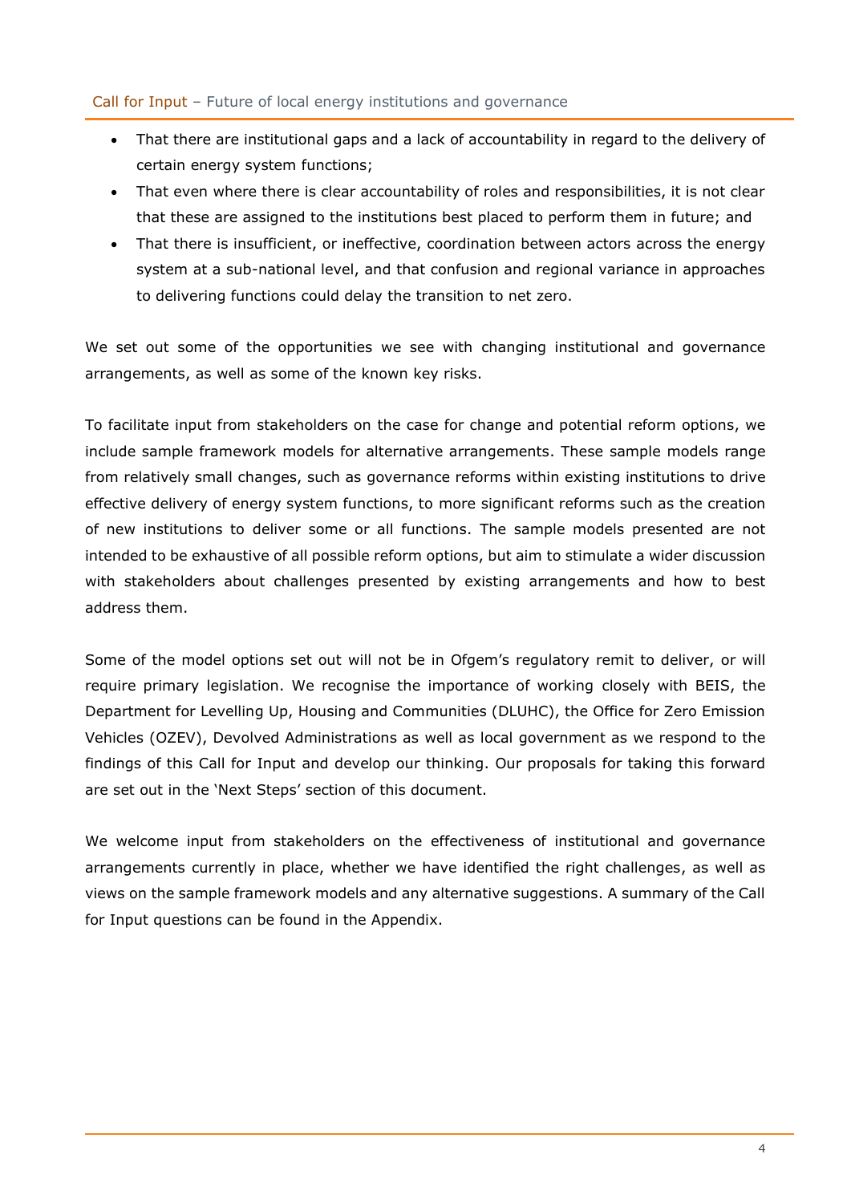- That there are institutional gaps and a lack of accountability in regard to the delivery of certain energy system functions;
- That even where there is clear accountability of roles and responsibilities, it is not clear that these are assigned to the institutions best placed to perform them in future; and
- That there is insufficient, or ineffective, coordination between actors across the energy system at a sub-national level, and that confusion and regional variance in approaches to delivering functions could delay the transition to net zero.

We set out some of the opportunities we see with changing institutional and governance arrangements, as well as some of the known key risks.

To facilitate input from stakeholders on the case for change and potential reform options, we include sample framework models for alternative arrangements. These sample models range from relatively small changes, such as governance reforms within existing institutions to drive effective delivery of energy system functions, to more significant reforms such as the creation of new institutions to deliver some or all functions. The sample models presented are not intended to be exhaustive of all possible reform options, but aim to stimulate a wider discussion with stakeholders about challenges presented by existing arrangements and how to best address them.

Some of the model options set out will not be in Ofgem's regulatory remit to deliver, or will require primary legislation. We recognise the importance of working closely with BEIS, the Department for Levelling Up, Housing and Communities (DLUHC), the Office for Zero Emission Vehicles (OZEV), Devolved Administrations as well as local government as we respond to the findings of this Call for Input and develop our thinking. Our proposals for taking this forward are set out in the 'Next Steps' section of this document.

We welcome input from stakeholders on the effectiveness of institutional and governance arrangements currently in place, whether we have identified the right challenges, as well as views on the sample framework models and any alternative suggestions. A summary of the Call for Input questions can be found in the Appendix.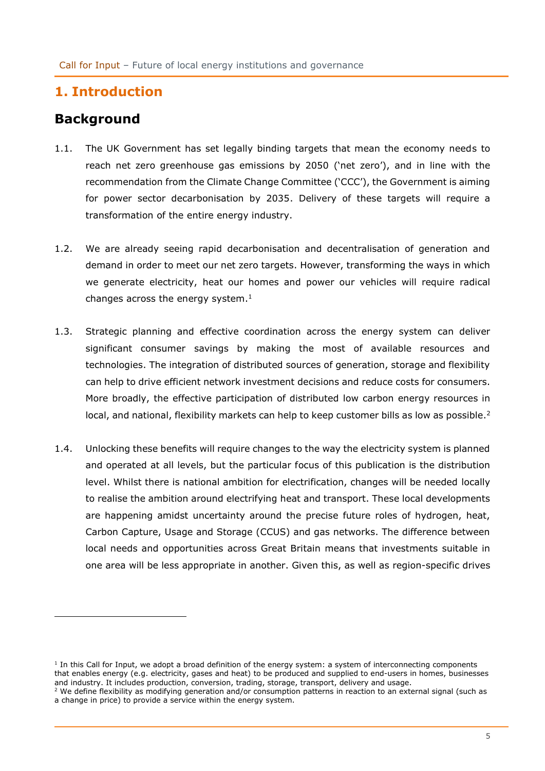# 1. Introduction

## Background

1.1. The UK Government has set legally binding targets that mean the economy needs to reach net zero greenhouse gas emissions by 2050 ('net zero'), and in line with the recommendation from the Climate Change Committee ('CCC'), the Government is aiming for power sector decarbonisation by 2035. Delivery of these targets will require a transformation of the entire energy industry.

1.2. We are already seeing rapid decarbonisation and decentralisation of generation and demand in order to meet our net zero targets. However, transforming the ways in which we generate electricity, heat our homes and power our vehicles will require radical changes across the energy system.[1]

1.3. Strategic planning and effective coordination across the energy system can deliver significant consumer savings by making the most of available resources and technologies. The integration of distributed sources of generation, storage and flexibility can help to drive efficient network investment decisions and reduce costs for consumers. More broadly, the effective participation of distributed low carbon energy resources in local, and national, flexibility markets can help to keep customer bills as low as possible.[2]

1.4. Unlocking these benefits will require changes to the way the electricity system is planned and operated at all levels, but the particular focus of this publication is the distribution level. Whilst there is national ambition for electrification, changes will be needed locally to realise the ambition around electrifying heat and transport. These local developments are happening amidst uncertainty around the precise future roles of hydrogen, heat, Carbon Capture, Usage and Storage (CCUS) and gas networks. The difference between local needs and opportunities across Great Britain means that investments suitable in one area will be less appropriate in another. Given this, as well as region-specific drives

---

[1] In this Call for Input, we adopt a broad definition of the energy system: a system of interconnecting components that enables energy (e.g. electricity, gases and heat) to be produced and supplied to end-users in homes, businesses and industry. It includes production, conversion, trading, storage, transport, delivery and usage.

[2] We define flexibility as modifying generation and/or consumption patterns in reaction to an external signal (such as a change in price) to provide a service within the energy system.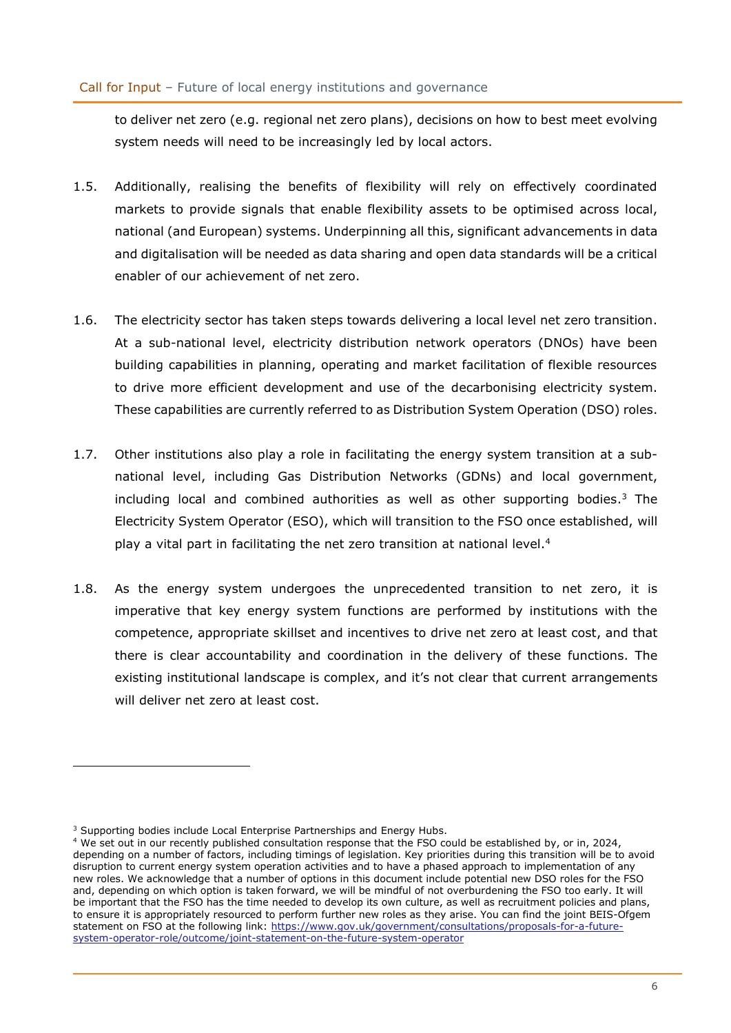to deliver net zero (e.g. regional net zero plans), decisions on how to best meet evolving system needs will need to be increasingly led by local actors.

1.5. Additionally, realising the benefits of flexibility will rely on effectively coordinated markets to provide signals that enable flexibility assets to be optimised across local, national (and European) systems. Underpinning all this, significant advancements in data and digitalisation will be needed as data sharing and open data standards will be a critical enabler of our achievement of net zero.

1.6. The electricity sector has taken steps towards delivering a local level net zero transition. At a sub-national level, electricity distribution network operators (DNOs) have been building capabilities in planning, operating and market facilitation of flexible resources to drive more efficient development and use of the decarbonising electricity system. These capabilities are currently referred to as Distribution System Operation (DSO) roles.

1.7. Other institutions also play a role in facilitating the energy system transition at a sub-national level, including Gas Distribution Networks (GDNs) and local government, including local and combined authorities as well as other supporting bodies.[3] The Electricity System Operator (ESO), which will transition to the FSO once established, will play a vital part in facilitating the net zero transition at national level.[4]

1.8. As the energy system undergoes the unprecedented transition to net zero, it is imperative that key energy system functions are performed by institutions with the competence, appropriate skillset and incentives to drive net zero at least cost, and that there is clear accountability and coordination in the delivery of these functions. The existing institutional landscape is complex, and it's not clear that current arrangements will deliver net zero at least cost.

---

[3] Supporting bodies include Local Enterprise Partnerships and Energy Hubs.

[4] We set out in our recently published consultation response that the FSO could be established by, or in, 2024, depending on a number of factors, including timings of legislation. Key priorities during this transition will be to avoid disruption to current energy system operation activities and to have a phased approach to implementation of any new roles. We acknowledge that a number of options in this document include potential new DSO roles for the FSO and, depending on which option is taken forward, we will be mindful of not overburdening the FSO too early. It will be important that the FSO has the time needed to develop its own culture, as well as recruitment policies and plans, to ensure it is appropriately resourced to perform further new roles as they arise. You can find the joint BEIS-Ofgem statement on FSO at the following link: https://www.gov.uk/government/consultations/proposals-for-a-future-system-operator-role/outcome/joint-statement-on-the-future-system-operator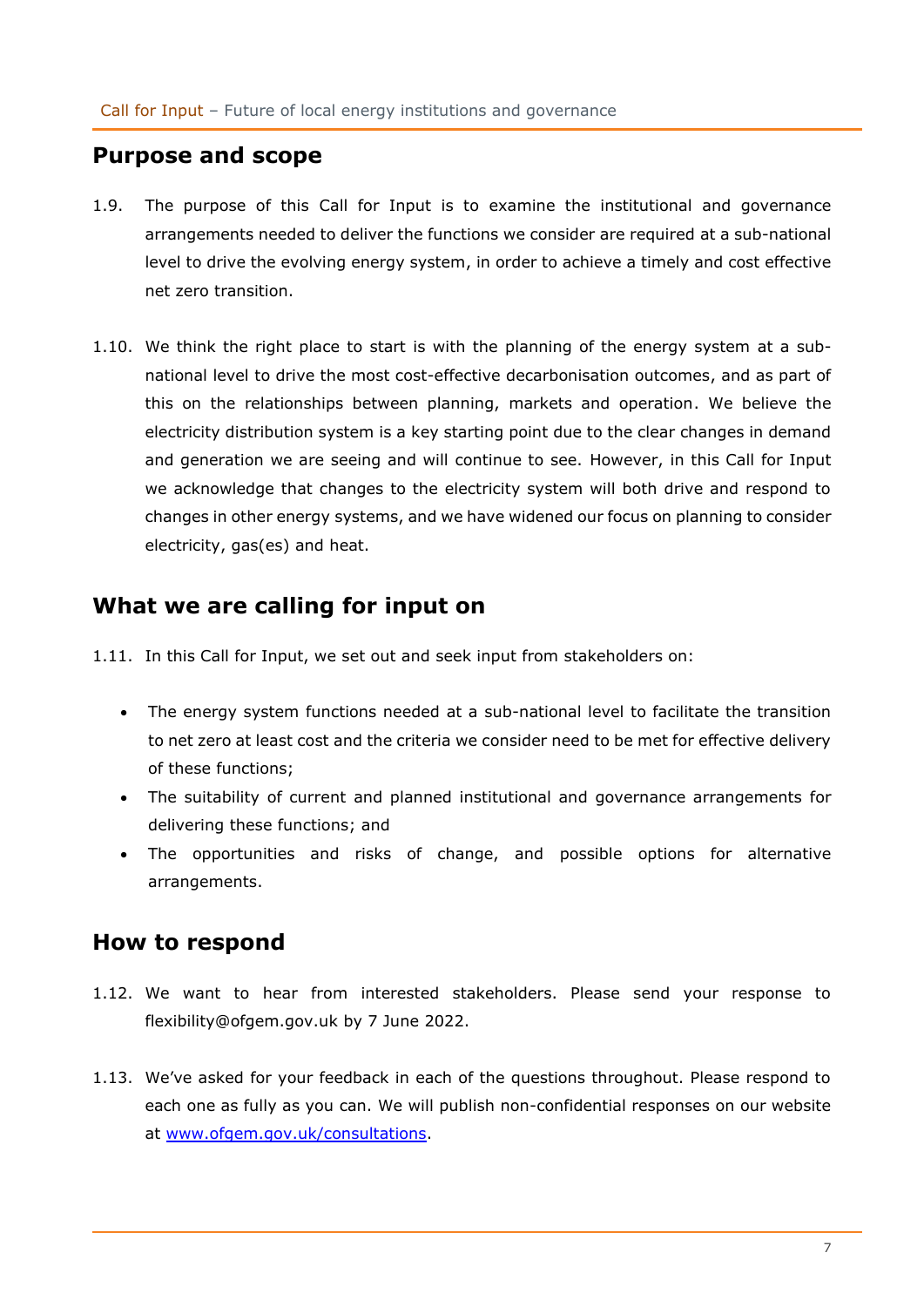## Purpose and scope

1.9. The purpose of this Call for Input is to examine the institutional and governance arrangements needed to deliver the functions we consider are required at a sub-national level to drive the evolving energy system, in order to achieve a timely and cost effective net zero transition.

1.10. We think the right place to start is with the planning of the energy system at a sub-national level to drive the most cost-effective decarbonisation outcomes, and as part of this on the relationships between planning, markets and operation. We believe the electricity distribution system is a key starting point due to the clear changes in demand and generation we are seeing and will continue to see. However, in this Call for Input we acknowledge that changes to the electricity system will both drive and respond to changes in other energy systems, and we have widened our focus on planning to consider electricity, gas(es) and heat.

## What we are calling for input on

1.11. In this Call for Input, we set out and seek input from stakeholders on:

- The energy system functions needed at a sub-national level to facilitate the transition to net zero at least cost and the criteria we consider need to be met for effective delivery of these functions;
- The suitability of current and planned institutional and governance arrangements for delivering these functions; and
- The opportunities and risks of change, and possible options for alternative arrangements.

## How to respond

1.12. We want to hear from interested stakeholders. Please send your response to flexibility@ofgem.gov.uk by 7 June 2022.

1.13. We've asked for your feedback in each of the questions throughout. Please respond to each one as fully as you can. We will publish non-confidential responses on our website at [www.ofgem.gov.uk/consultations](www.ofgem.gov.uk/consultations).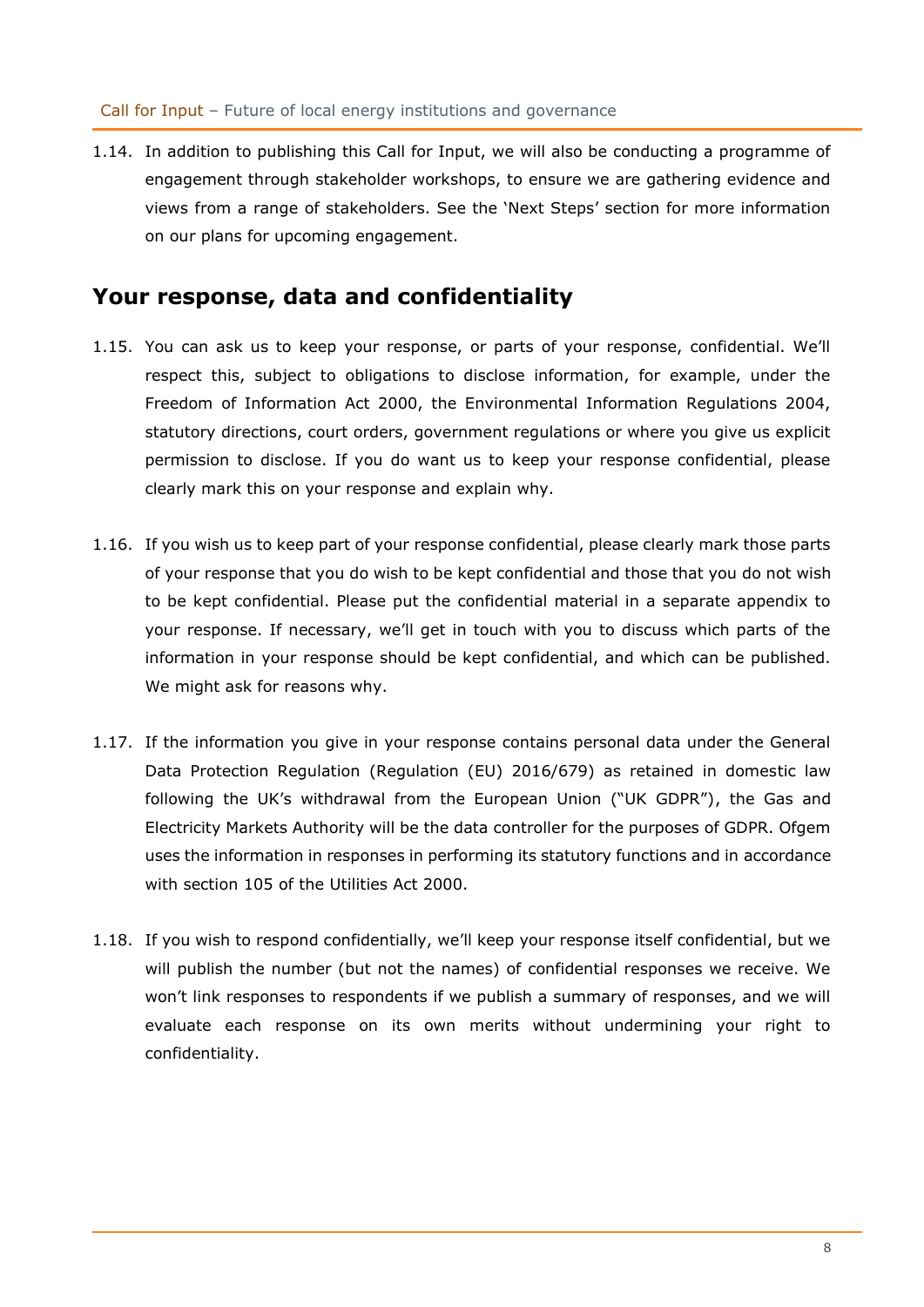1.14. In addition to publishing this Call for Input, we will also be conducting a programme of engagement through stakeholder workshops, to ensure we are gathering evidence and views from a range of stakeholders. See the 'Next Steps' section for more information on our plans for upcoming engagement.

## Your response, data and confidentiality

1.15. You can ask us to keep your response, or parts of your response, confidential. We'll respect this, subject to obligations to disclose information, for example, under the Freedom of Information Act 2000, the Environmental Information Regulations 2004, statutory directions, court orders, government regulations or where you give us explicit permission to disclose. If you do want us to keep your response confidential, please clearly mark this on your response and explain why.

1.16. If you wish us to keep part of your response confidential, please clearly mark those parts of your response that you do wish to be kept confidential and those that you do not wish to be kept confidential. Please put the confidential material in a separate appendix to your response. If necessary, we'll get in touch with you to discuss which parts of the information in your response should be kept confidential, and which can be published. We might ask for reasons why.

1.17. If the information you give in your response contains personal data under the General Data Protection Regulation (Regulation (EU) 2016/679) as retained in domestic law following the UK's withdrawal from the European Union ("UK GDPR"), the Gas and Electricity Markets Authority will be the data controller for the purposes of GDPR. Ofgem uses the information in responses in performing its statutory functions and in accordance with section 105 of the Utilities Act 2000.

1.18. If you wish to respond confidentially, we'll keep your response itself confidential, but we will publish the number (but not the names) of confidential responses we receive. We won't link responses to respondents if we publish a summary of responses, and we will evaluate each response on its own merits without undermining your right to confidentiality.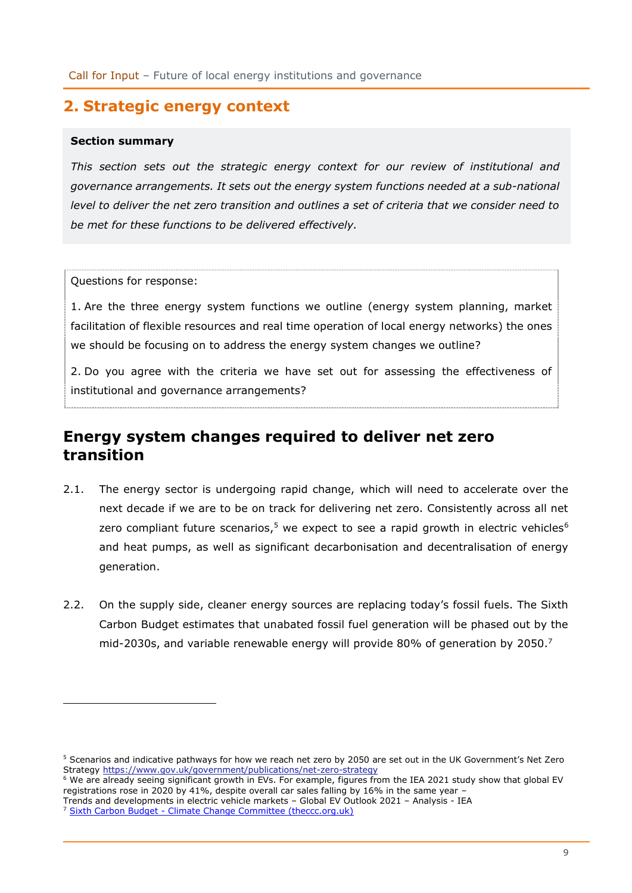## 2. Strategic energy context

**Section summary**

*This section sets out the strategic energy context for our review of institutional and governance arrangements. It sets out the energy system functions needed at a sub-national level to deliver the net zero transition and outlines a set of criteria that we consider need to be met for these functions to be delivered effectively.*

Questions for response:

1. Are the three energy system functions we outline (energy system planning, market facilitation of flexible resources and real time operation of local energy networks) the ones we should be focusing on to address the energy system changes we outline?

2. Do you agree with the criteria we have set out for assessing the effectiveness of institutional and governance arrangements?

### Energy system changes required to deliver net zero transition

2.1. The energy sector is undergoing rapid change, which will need to accelerate over the next decade if we are to be on track for delivering net zero. Consistently across all net zero compliant future scenarios,[5] we expect to see a rapid growth in electric vehicles[6] and heat pumps, as well as significant decarbonisation and decentralisation of energy generation.

2.2. On the supply side, cleaner energy sources are replacing today's fossil fuels. The Sixth Carbon Budget estimates that unabated fossil fuel generation will be phased out by the mid-2030s, and variable renewable energy will provide 80% of generation by 2050.[7]

---

[5] Scenarios and indicative pathways for how we reach net zero by 2050 are set out in the UK Government's Net Zero Strategy https://www.gov.uk/government/publications/net-zero-strategy

[6] We are already seeing significant growth in EVs. For example, figures from the IEA 2021 study show that global EV registrations rose in 2020 by 41%, despite overall car sales falling by 16% in the same year – Trends and developments in electric vehicle markets – Global EV Outlook 2021 – Analysis - IEA

[7] Sixth Carbon Budget - Climate Change Committee (theccc.org.uk)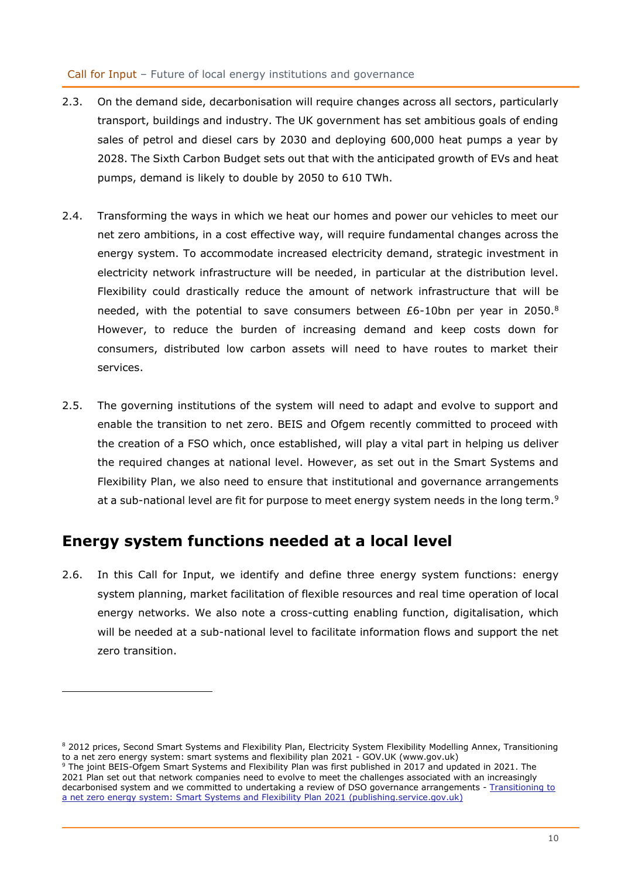2.3. On the demand side, decarbonisation will require changes across all sectors, particularly transport, buildings and industry. The UK government has set ambitious goals of ending sales of petrol and diesel cars by 2030 and deploying 600,000 heat pumps a year by 2028. The Sixth Carbon Budget sets out that with the anticipated growth of EVs and heat pumps, demand is likely to double by 2050 to 610 TWh.

2.4. Transforming the ways in which we heat our homes and power our vehicles to meet our net zero ambitions, in a cost effective way, will require fundamental changes across the energy system. To accommodate increased electricity demand, strategic investment in electricity network infrastructure will be needed, in particular at the distribution level. Flexibility could drastically reduce the amount of network infrastructure that will be needed, with the potential to save consumers between £6-10bn per year in 2050.[8] However, to reduce the burden of increasing demand and keep costs down for consumers, distributed low carbon assets will need to have routes to market their services.

2.5. The governing institutions of the system will need to adapt and evolve to support and enable the transition to net zero. BEIS and Ofgem recently committed to proceed with the creation of a FSO which, once established, will play a vital part in helping us deliver the required changes at national level. However, as set out in the Smart Systems and Flexibility Plan, we also need to ensure that institutional and governance arrangements at a sub-national level are fit for purpose to meet energy system needs in the long term.[9]

## Energy system functions needed at a local level

2.6. In this Call for Input, we identify and define three energy system functions: energy system planning, market facilitation of flexible resources and real time operation of local energy networks. We also note a cross-cutting enabling function, digitalisation, which will be needed at a sub-national level to facilitate information flows and support the net zero transition.

---

[8] 2012 prices, Second Smart Systems and Flexibility Plan, Electricity System Flexibility Modelling Annex, Transitioning to a net zero energy system: smart systems and flexibility plan 2021 - GOV.UK (www.gov.uk)

[9] The joint BEIS-Ofgem Smart Systems and Flexibility Plan was first published in 2017 and updated in 2021. The 2021 Plan set out that network companies need to evolve to meet the challenges associated with an increasingly decarbonised system and we committed to undertaking a review of DSO governance arrangements - [Transitioning to a net zero energy system: Smart Systems and Flexibility Plan 2021 (publishing.service.gov.uk)]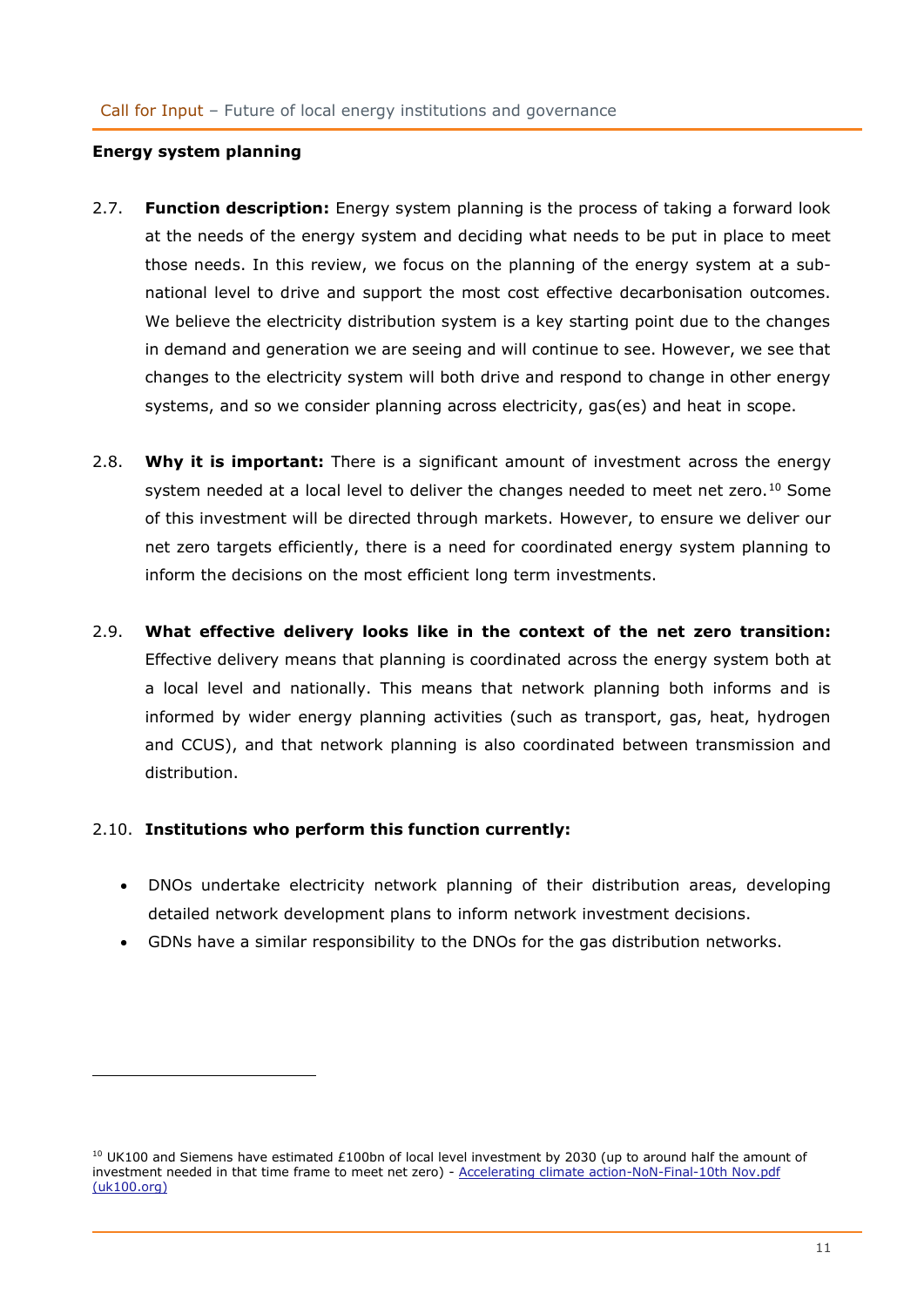**Energy system planning**

2.7. **Function description:** Energy system planning is the process of taking a forward look at the needs of the energy system and deciding what needs to be put in place to meet those needs. In this review, we focus on the planning of the energy system at a sub-national level to drive and support the most cost effective decarbonisation outcomes. We believe the electricity distribution system is a key starting point due to the changes in demand and generation we are seeing and will continue to see. However, we see that changes to the electricity system will both drive and respond to change in other energy systems, and so we consider planning across electricity, gas(es) and heat in scope.

2.8. **Why it is important:** There is a significant amount of investment across the energy system needed at a local level to deliver the changes needed to meet net zero.[10] Some of this investment will be directed through markets. However, to ensure we deliver our net zero targets efficiently, there is a need for coordinated energy system planning to inform the decisions on the most efficient long term investments.

2.9. **What effective delivery looks like in the context of the net zero transition:** Effective delivery means that planning is coordinated across the energy system both at a local level and nationally. This means that network planning both informs and is informed by wider energy planning activities (such as transport, gas, heat, hydrogen and CCUS), and that network planning is also coordinated between transmission and distribution.

2.10. **Institutions who perform this function currently:**

- DNOs undertake electricity network planning of their distribution areas, developing detailed network development plans to inform network investment decisions.
- GDNs have a similar responsibility to the DNOs for the gas distribution networks.

---

[10] UK100 and Siemens have estimated £100bn of local level investment by 2030 (up to around half the amount of investment needed in that time frame to meet net zero) - [Accelerating climate action-NoN-Final-10th Nov.pdf (uk100.org)]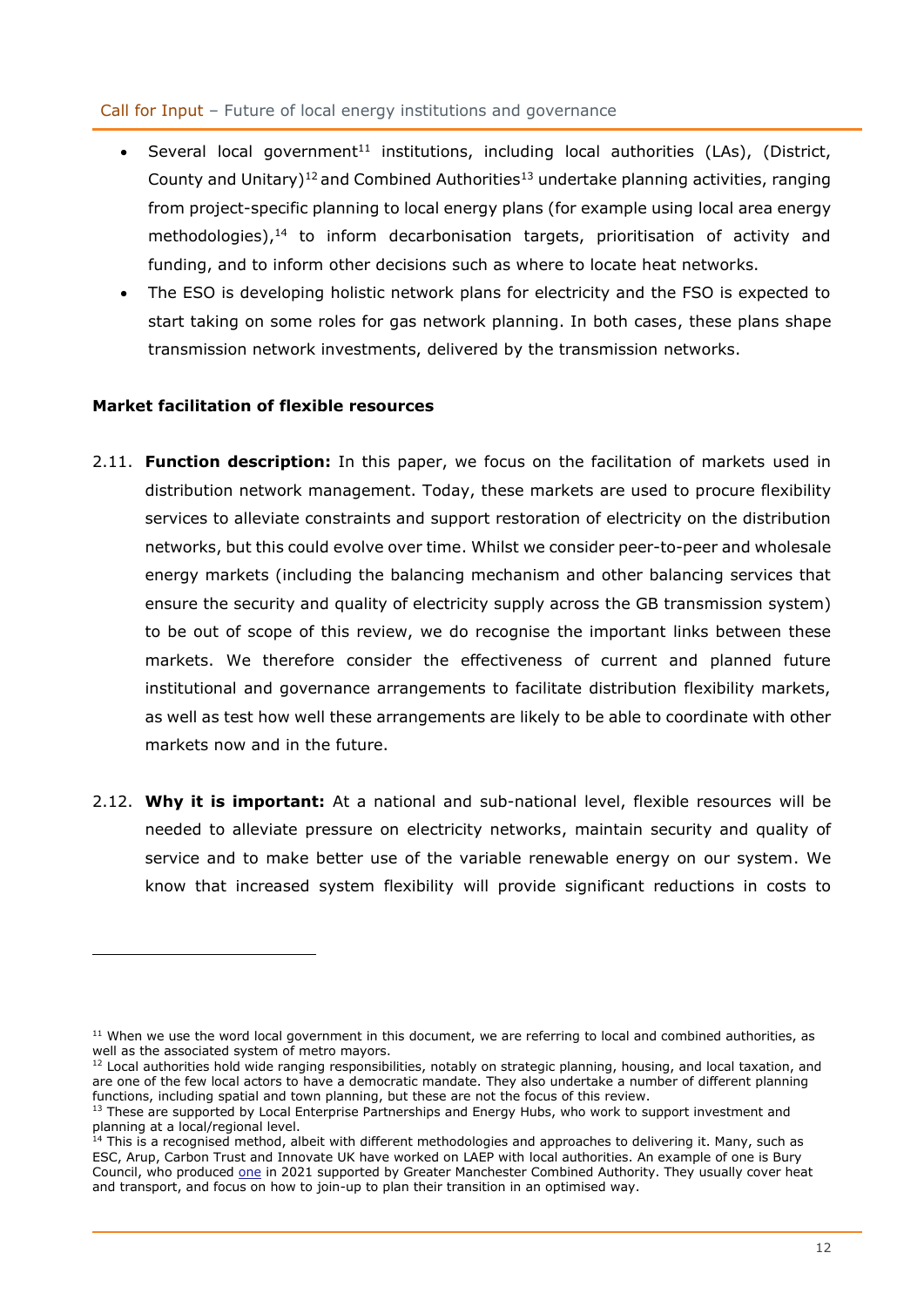- Several local government[11] institutions, including local authorities (LAs), (District, County and Unitary)[12] and Combined Authorities[13] undertake planning activities, ranging from project-specific planning to local energy plans (for example using local area energy methodologies),[14] to inform decarbonisation targets, prioritisation of activity and funding, and to inform other decisions such as where to locate heat networks.
- The ESO is developing holistic network plans for electricity and the FSO is expected to start taking on some roles for gas network planning. In both cases, these plans shape transmission network investments, delivered by the transmission networks.

**Market facilitation of flexible resources**

2.11. **Function description:** In this paper, we focus on the facilitation of markets used in distribution network management. Today, these markets are used to procure flexibility services to alleviate constraints and support restoration of electricity on the distribution networks, but this could evolve over time. Whilst we consider peer-to-peer and wholesale energy markets (including the balancing mechanism and other balancing services that ensure the security and quality of electricity supply across the GB transmission system) to be out of scope of this review, we do recognise the important links between these markets. We therefore consider the effectiveness of current and planned future institutional and governance arrangements to facilitate distribution flexibility markets, as well as test how well these arrangements are likely to be able to coordinate with other markets now and in the future.

2.12. **Why it is important:** At a national and sub-national level, flexible resources will be needed to alleviate pressure on electricity networks, maintain security and quality of service and to make better use of the variable renewable energy on our system. We know that increased system flexibility will provide significant reductions in costs to

[11] When we use the word local government in this document, we are referring to local and combined authorities, as well as the associated system of metro mayors.

[12] Local authorities hold wide ranging responsibilities, notably on strategic planning, housing, and local taxation, and are one of the few local actors to have a democratic mandate. They also undertake a number of different planning functions, including spatial and town planning, but these are not the focus of this review.

[13] These are supported by Local Enterprise Partnerships and Energy Hubs, who work to support investment and planning at a local/regional level.

[14] This is a recognised method, albeit with different methodologies and approaches to delivering it. Many, such as ESC, Arup, Carbon Trust and Innovate UK have worked on LAEP with local authorities. An example of one is Bury Council, who produced one in 2021 supported by Greater Manchester Combined Authority. They usually cover heat and transport, and focus on how to join-up to plan their transition in an optimised way.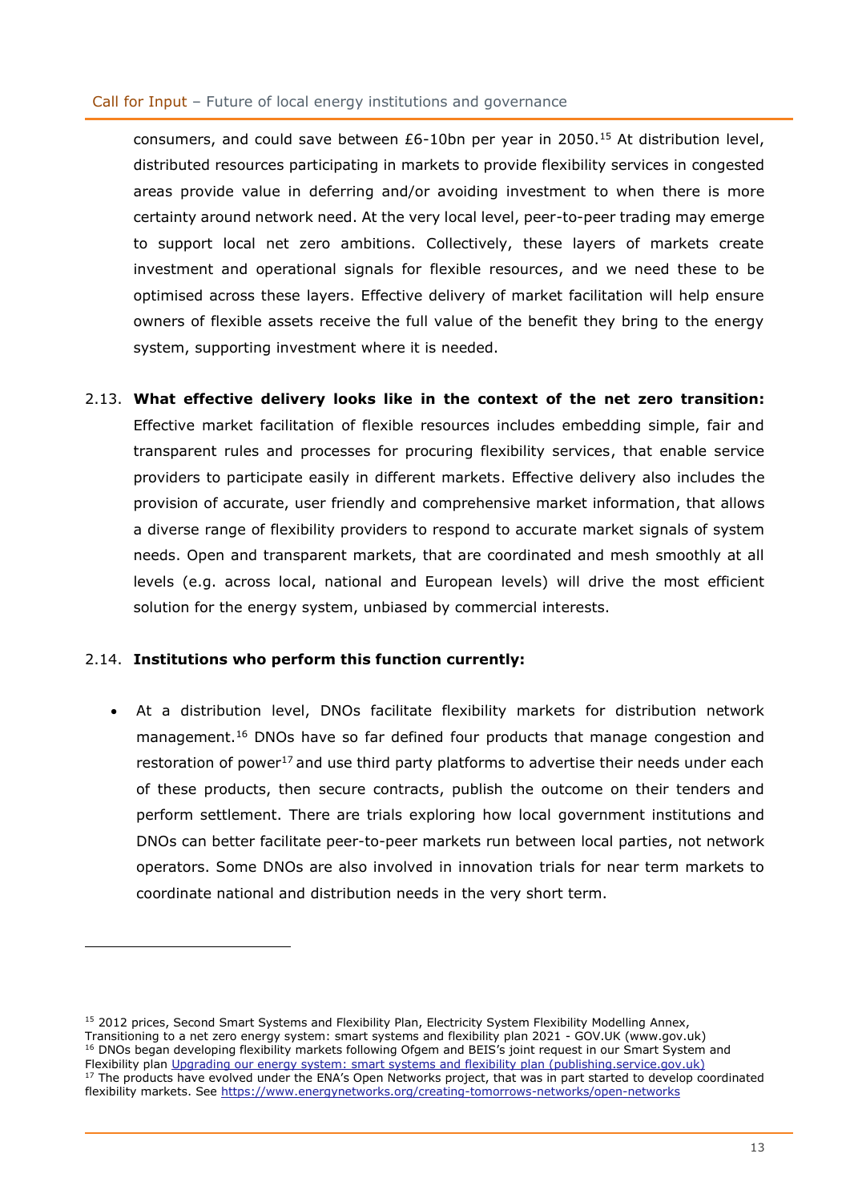consumers, and could save between £6-10bn per year in 2050.[15] At distribution level, distributed resources participating in markets to provide flexibility services in congested areas provide value in deferring and/or avoiding investment to when there is more certainty around network need. At the very local level, peer-to-peer trading may emerge to support local net zero ambitions. Collectively, these layers of markets create investment and operational signals for flexible resources, and we need these to be optimised across these layers. Effective delivery of market facilitation will help ensure owners of flexible assets receive the full value of the benefit they bring to the energy system, supporting investment where it is needed.

2.13. **What effective delivery looks like in the context of the net zero transition:** Effective market facilitation of flexible resources includes embedding simple, fair and transparent rules and processes for procuring flexibility services, that enable service providers to participate easily in different markets. Effective delivery also includes the provision of accurate, user friendly and comprehensive market information, that allows a diverse range of flexibility providers to respond to accurate market signals of system needs. Open and transparent markets, that are coordinated and mesh smoothly at all levels (e.g. across local, national and European levels) will drive the most efficient solution for the energy system, unbiased by commercial interests.

2.14. **Institutions who perform this function currently:**

- At a distribution level, DNOs facilitate flexibility markets for distribution network management.[16] DNOs have so far defined four products that manage congestion and restoration of power[17] and use third party platforms to advertise their needs under each of these products, then secure contracts, publish the outcome on their tenders and perform settlement. There are trials exploring how local government institutions and DNOs can better facilitate peer-to-peer markets run between local parties, not network operators. Some DNOs are also involved in innovation trials for near term markets to coordinate national and distribution needs in the very short term.

---

[15] 2012 prices, Second Smart Systems and Flexibility Plan, Electricity System Flexibility Modelling Annex, Transitioning to a net zero energy system: smart systems and flexibility plan 2021 - GOV.UK (www.gov.uk)

[16] DNOs began developing flexibility markets following Ofgem and BEIS's joint request in our Smart System and Flexibility plan [Upgrading our energy system: smart systems and flexibility plan (publishing.service.gov.uk)](https://publishing.service.gov.uk)

[17] The products have evolved under the ENA's Open Networks project, that was in part started to develop coordinated flexibility markets. See https://www.energynetworks.org/creating-tomorrows-networks/open-networks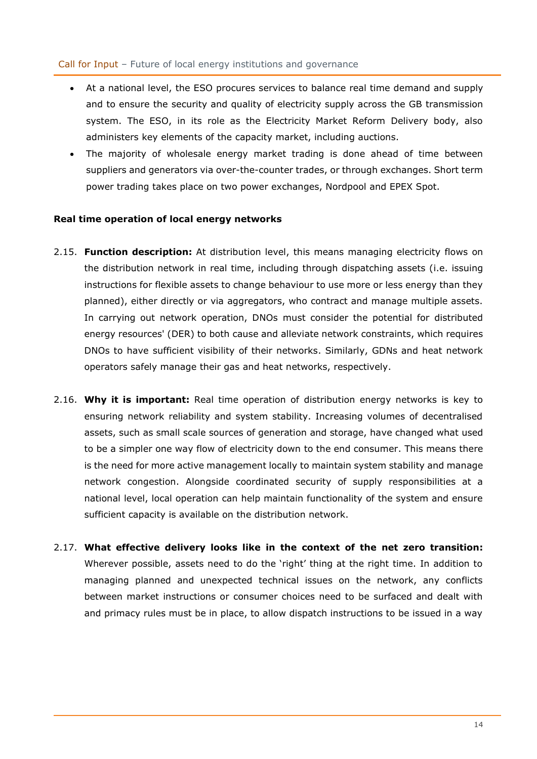- At a national level, the ESO procures services to balance real time demand and supply and to ensure the security and quality of electricity supply across the GB transmission system. The ESO, in its role as the Electricity Market Reform Delivery body, also administers key elements of the capacity market, including auctions.
- The majority of wholesale energy market trading is done ahead of time between suppliers and generators via over-the-counter trades, or through exchanges. Short term power trading takes place on two power exchanges, Nordpool and EPEX Spot.

**Real time operation of local energy networks**

2.15. **Function description:** At distribution level, this means managing electricity flows on the distribution network in real time, including through dispatching assets (i.e. issuing instructions for flexible assets to change behaviour to use more or less energy than they planned), either directly or via aggregators, who contract and manage multiple assets. In carrying out network operation, DNOs must consider the potential for distributed energy resources' (DER) to both cause and alleviate network constraints, which requires DNOs to have sufficient visibility of their networks. Similarly, GDNs and heat network operators safely manage their gas and heat networks, respectively.

2.16. **Why it is important:** Real time operation of distribution energy networks is key to ensuring network reliability and system stability. Increasing volumes of decentralised assets, such as small scale sources of generation and storage, have changed what used to be a simpler one way flow of electricity down to the end consumer. This means there is the need for more active management locally to maintain system stability and manage network congestion. Alongside coordinated security of supply responsibilities at a national level, local operation can help maintain functionality of the system and ensure sufficient capacity is available on the distribution network.

2.17. **What effective delivery looks like in the context of the net zero transition:** Wherever possible, assets need to do the 'right' thing at the right time. In addition to managing planned and unexpected technical issues on the network, any conflicts between market instructions or consumer choices need to be surfaced and dealt with and primacy rules must be in place, to allow dispatch instructions to be issued in a way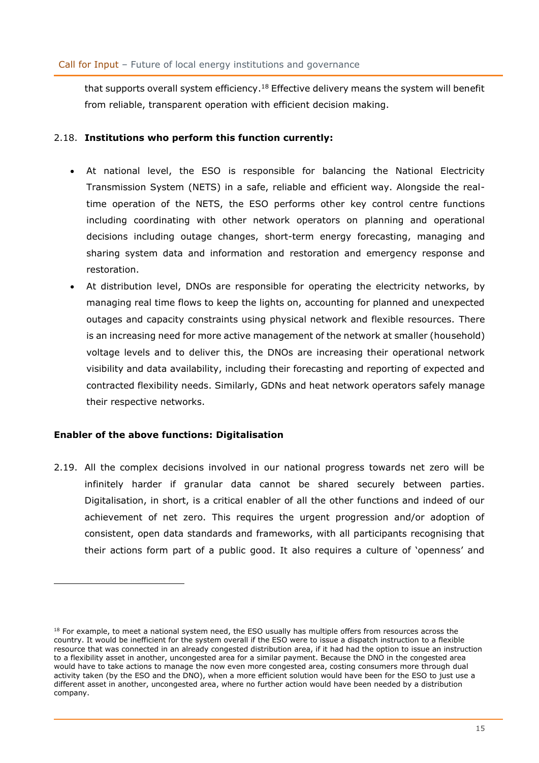that supports overall system efficiency.[18] Effective delivery means the system will benefit from reliable, transparent operation with efficient decision making.

2.18. **Institutions who perform this function currently:**

- At national level, the ESO is responsible for balancing the National Electricity Transmission System (NETS) in a safe, reliable and efficient way. Alongside the real-time operation of the NETS, the ESO performs other key control centre functions including coordinating with other network operators on planning and operational decisions including outage changes, short-term energy forecasting, managing and sharing system data and information and restoration and emergency response and restoration.
- At distribution level, DNOs are responsible for operating the electricity networks, by managing real time flows to keep the lights on, accounting for planned and unexpected outages and capacity constraints using physical network and flexible resources. There is an increasing need for more active management of the network at smaller (household) voltage levels and to deliver this, the DNOs are increasing their operational network visibility and data availability, including their forecasting and reporting of expected and contracted flexibility needs. Similarly, GDNs and heat network operators safely manage their respective networks.

### Enabler of the above functions: Digitalisation

2.19. All the complex decisions involved in our national progress towards net zero will be infinitely harder if granular data cannot be shared securely between parties. Digitalisation, in short, is a critical enabler of all the other functions and indeed of our achievement of net zero. This requires the urgent progression and/or adoption of consistent, open data standards and frameworks, with all participants recognising that their actions form part of a public good. It also requires a culture of 'openness' and

---

[18] For example, to meet a national system need, the ESO usually has multiple offers from resources across the country. It would be inefficient for the system overall if the ESO were to issue a dispatch instruction to a flexible resource that was connected in an already congested distribution area, if it had had the option to issue an instruction to a flexibility asset in another, uncongested area for a similar payment. Because the DNO in the congested area would have to take actions to manage the now even more congested area, costing consumers more through dual activity taken (by the ESO and the DNO), when a more efficient solution would have been for the ESO to just use a different asset in another, uncongested area, where no further action would have been needed by a distribution company.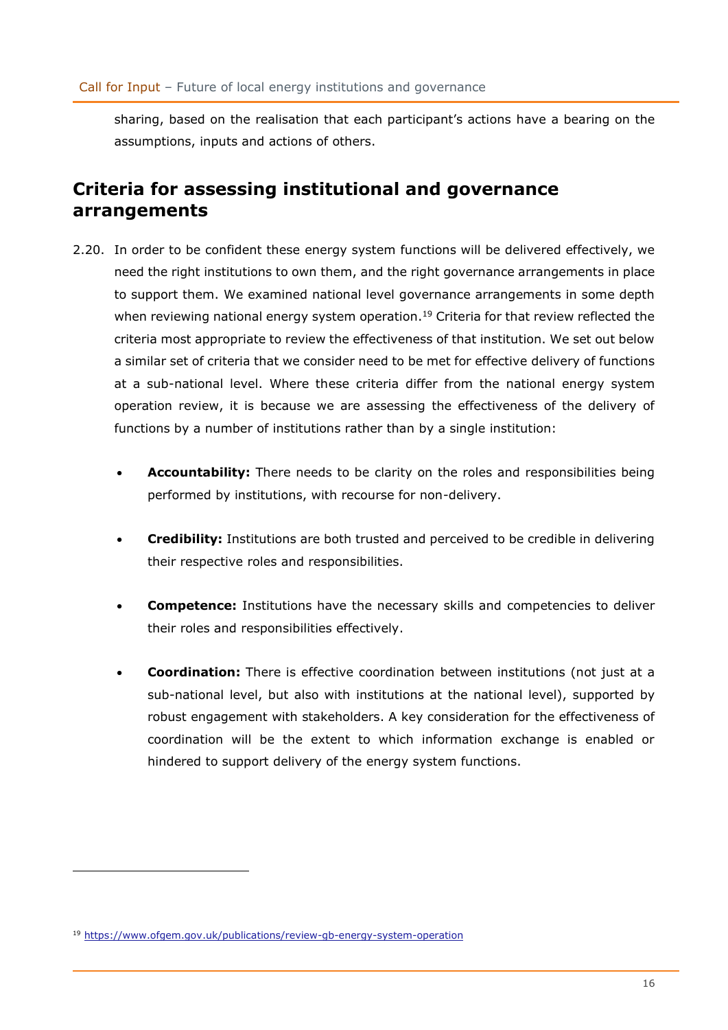sharing, based on the realisation that each participant's actions have a bearing on the assumptions, inputs and actions of others.

## Criteria for assessing institutional and governance arrangements

2.20. In order to be confident these energy system functions will be delivered effectively, we need the right institutions to own them, and the right governance arrangements in place to support them. We examined national level governance arrangements in some depth when reviewing national energy system operation.[19] Criteria for that review reflected the criteria most appropriate to review the effectiveness of that institution. We set out below a similar set of criteria that we consider need to be met for effective delivery of functions at a sub-national level. Where these criteria differ from the national energy system operation review, it is because we are assessing the effectiveness of the delivery of functions by a number of institutions rather than by a single institution:

- **Accountability:** There needs to be clarity on the roles and responsibilities being performed by institutions, with recourse for non-delivery.
- **Credibility:** Institutions are both trusted and perceived to be credible in delivering their respective roles and responsibilities.
- **Competence:** Institutions have the necessary skills and competencies to deliver their roles and responsibilities effectively.
- **Coordination:** There is effective coordination between institutions (not just at a sub-national level, but also with institutions at the national level), supported by robust engagement with stakeholders. A key consideration for the effectiveness of coordination will be the extent to which information exchange is enabled or hindered to support delivery of the energy system functions.

[19] https://www.ofgem.gov.uk/publications/review-gb-energy-system-operation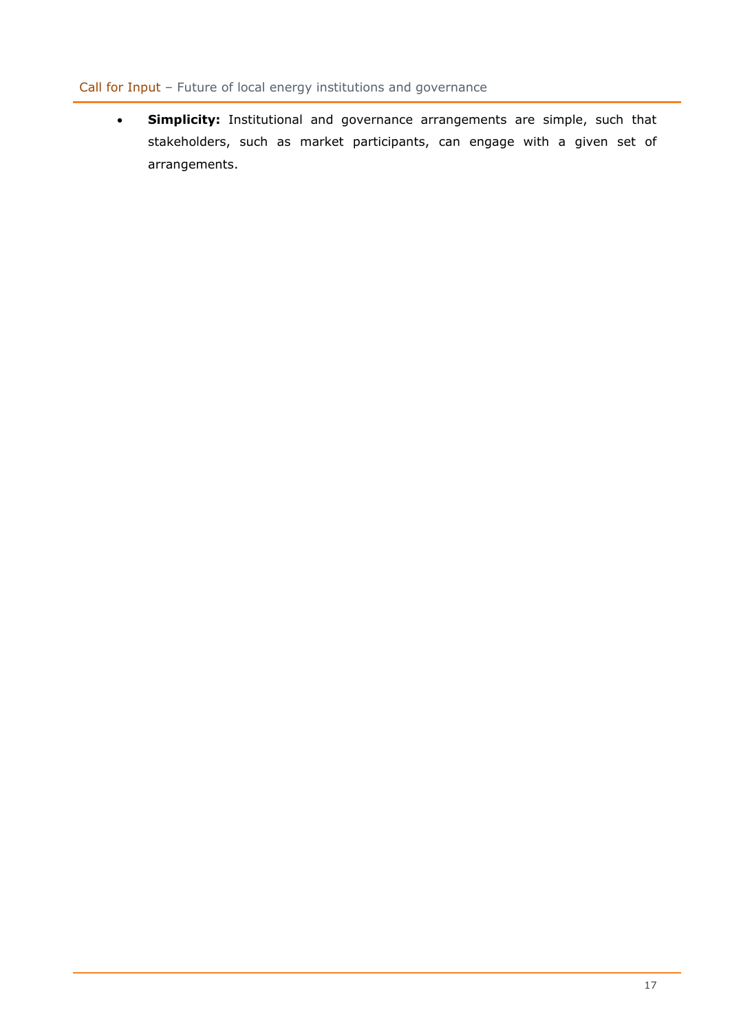- **Simplicity:** Institutional and governance arrangements are simple, such that stakeholders, such as market participants, can engage with a given set of arrangements.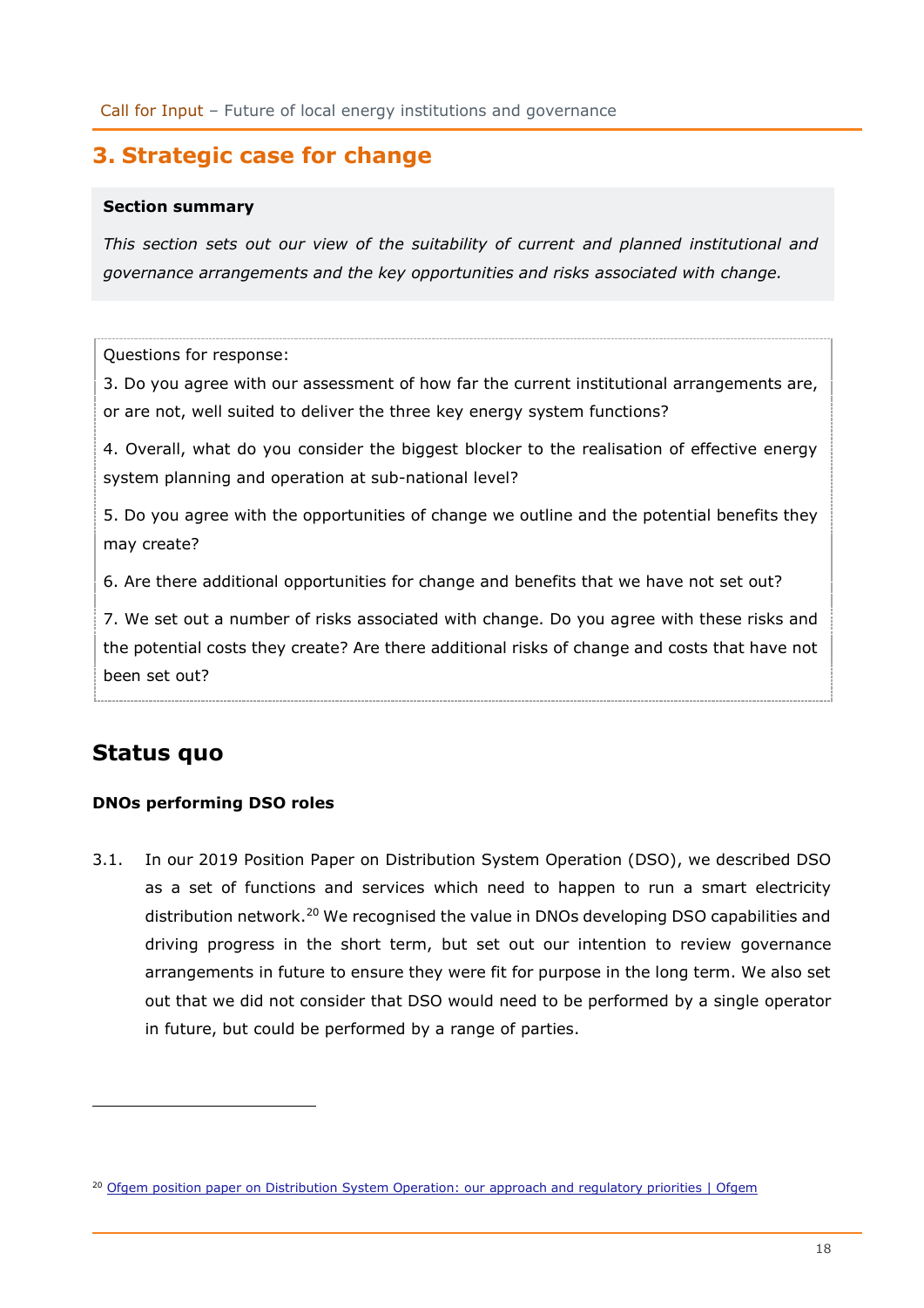## 3. Strategic case for change

**Section summary**

*This section sets out our view of the suitability of current and planned institutional and governance arrangements and the key opportunities and risks associated with change.*

Questions for response:

3. Do you agree with our assessment of how far the current institutional arrangements are, or are not, well suited to deliver the three key energy system functions?

4. Overall, what do you consider the biggest blocker to the realisation of effective energy system planning and operation at sub-national level?

5. Do you agree with the opportunities of change we outline and the potential benefits they may create?

6. Are there additional opportunities for change and benefits that we have not set out?

7. We set out a number of risks associated with change. Do you agree with these risks and the potential costs they create? Are there additional risks of change and costs that have not been set out?

## Status quo

**DNOs performing DSO roles**

3.1. In our 2019 Position Paper on Distribution System Operation (DSO), we described DSO as a set of functions and services which need to happen to run a smart electricity distribution network.[20] We recognised the value in DNOs developing DSO capabilities and driving progress in the short term, but set out our intention to review governance arrangements in future to ensure they were fit for purpose in the long term. We also set out that we did not consider that DSO would need to be performed by a single operator in future, but could be performed by a range of parties.

[20] Ofgem position paper on Distribution System Operation: our approach and regulatory priorities | Ofgem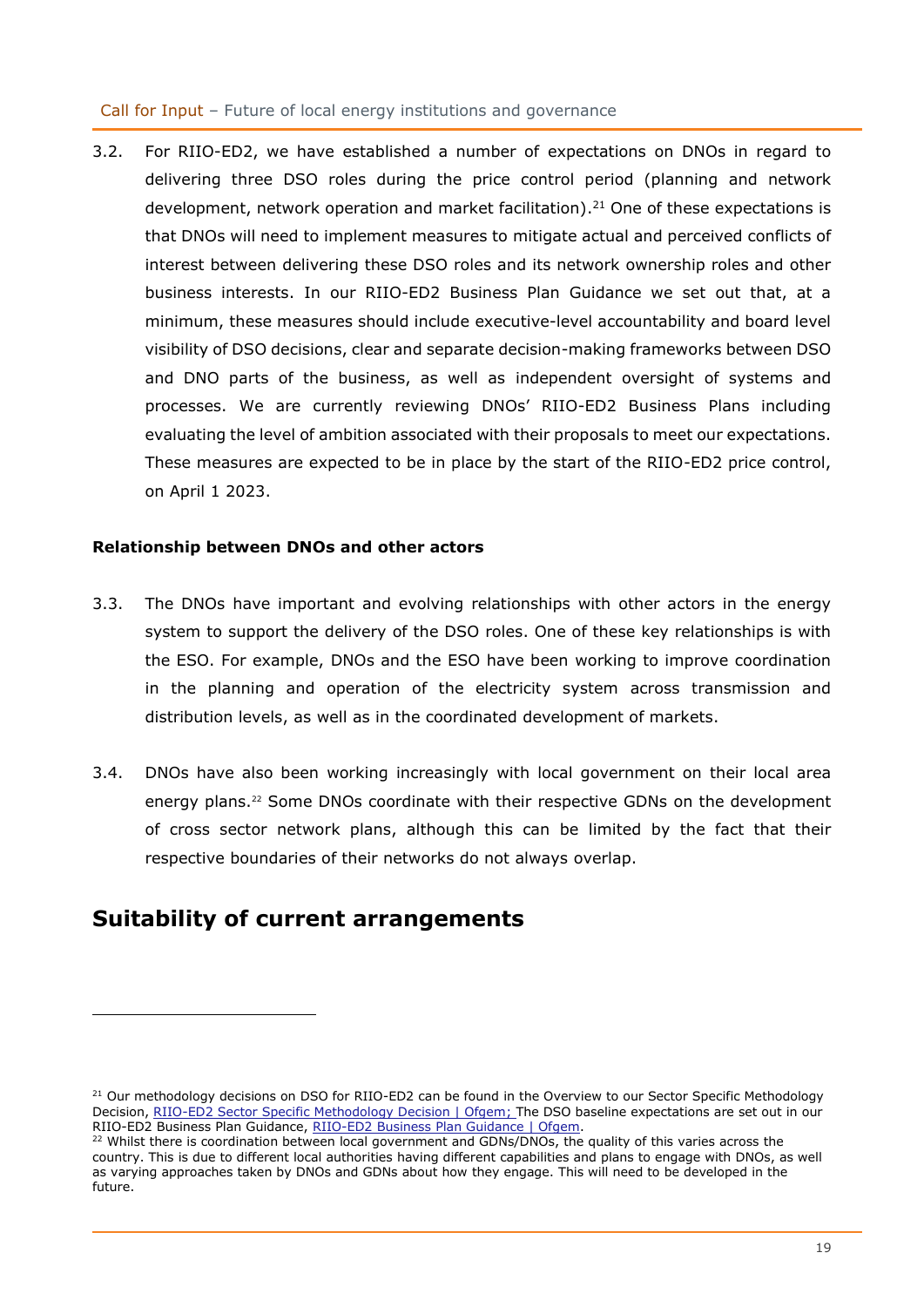3.2. For RIIO-ED2, we have established a number of expectations on DNOs in regard to delivering three DSO roles during the price control period (planning and network development, network operation and market facilitation).[21] One of these expectations is that DNOs will need to implement measures to mitigate actual and perceived conflicts of interest between delivering these DSO roles and its network ownership roles and other business interests. In our RIIO-ED2 Business Plan Guidance we set out that, at a minimum, these measures should include executive-level accountability and board level visibility of DSO decisions, clear and separate decision-making frameworks between DSO and DNO parts of the business, as well as independent oversight of systems and processes. We are currently reviewing DNOs' RIIO-ED2 Business Plans including evaluating the level of ambition associated with their proposals to meet our expectations. These measures are expected to be in place by the start of the RIIO-ED2 price control, on April 1 2023.

**Relationship between DNOs and other actors**

3.3. The DNOs have important and evolving relationships with other actors in the energy system to support the delivery of the DSO roles. One of these key relationships is with the ESO. For example, DNOs and the ESO have been working to improve coordination in the planning and operation of the electricity system across transmission and distribution levels, as well as in the coordinated development of markets.

3.4. DNOs have also been working increasingly with local government on their local area energy plans.[22] Some DNOs coordinate with their respective GDNs on the development of cross sector network plans, although this can be limited by the fact that their respective boundaries of their networks do not always overlap.

## Suitability of current arrangements

---

[21] Our methodology decisions on DSO for RIIO-ED2 can be found in the Overview to our Sector Specific Methodology Decision, [RIIO-ED2 Sector Specific Methodology Decision | Ofgem;]() The DSO baseline expectations are set out in our RIIO-ED2 Business Plan Guidance, [RIIO-ED2 Business Plan Guidance | Ofgem]().

[22] Whilst there is coordination between local government and GDNs/DNOs, the quality of this varies across the country. This is due to different local authorities having different capabilities and plans to engage with DNOs, as well as varying approaches taken by DNOs and GDNs about how they engage. This will need to be developed in the future.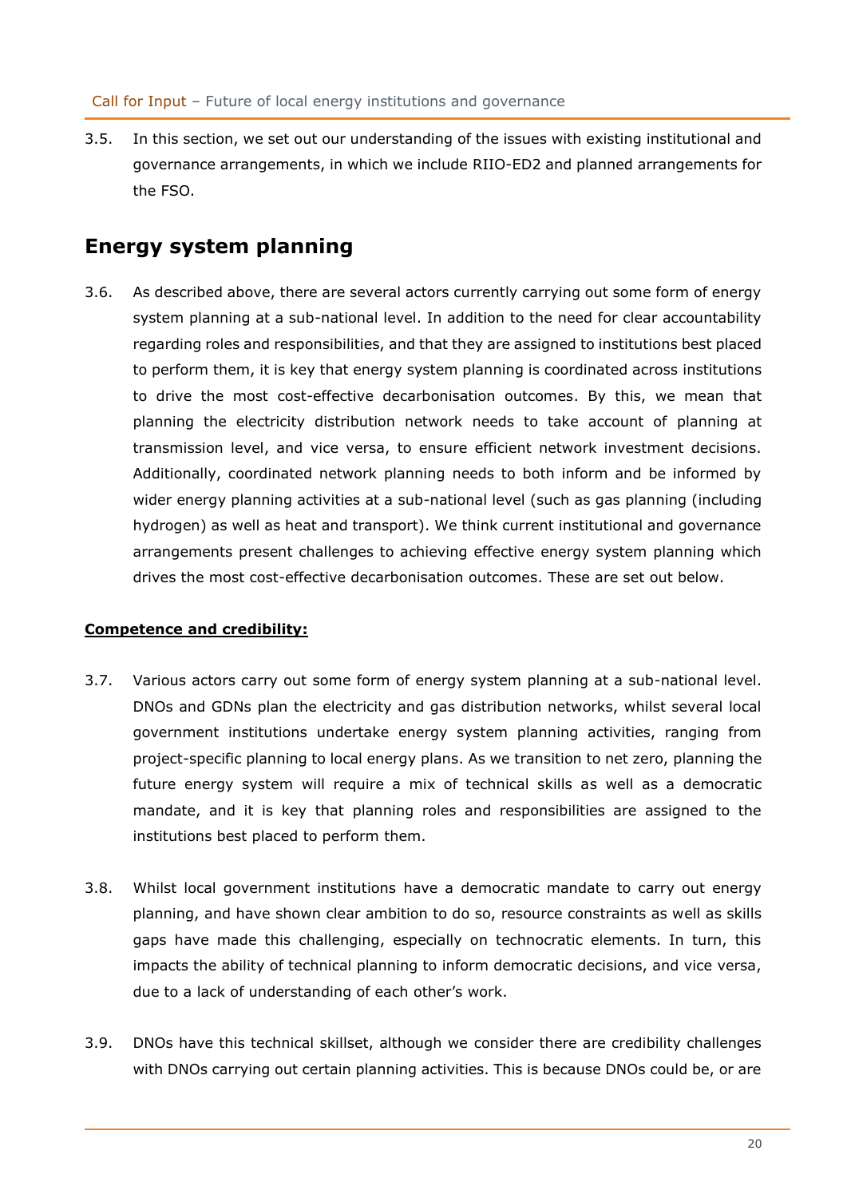3.5. In this section, we set out our understanding of the issues with existing institutional and governance arrangements, in which we include RIIO-ED2 and planned arrangements for the FSO.

## Energy system planning

3.6. As described above, there are several actors currently carrying out some form of energy system planning at a sub-national level. In addition to the need for clear accountability regarding roles and responsibilities, and that they are assigned to institutions best placed to perform them, it is key that energy system planning is coordinated across institutions to drive the most cost-effective decarbonisation outcomes. By this, we mean that planning the electricity distribution network needs to take account of planning at transmission level, and vice versa, to ensure efficient network investment decisions. Additionally, coordinated network planning needs to both inform and be informed by wider energy planning activities at a sub-national level (such as gas planning (including hydrogen) as well as heat and transport). We think current institutional and governance arrangements present challenges to achieving effective energy system planning which drives the most cost-effective decarbonisation outcomes. These are set out below.

**Competence and credibility:**

3.7. Various actors carry out some form of energy system planning at a sub-national level. DNOs and GDNs plan the electricity and gas distribution networks, whilst several local government institutions undertake energy system planning activities, ranging from project-specific planning to local energy plans. As we transition to net zero, planning the future energy system will require a mix of technical skills as well as a democratic mandate, and it is key that planning roles and responsibilities are assigned to the institutions best placed to perform them.

3.8. Whilst local government institutions have a democratic mandate to carry out energy planning, and have shown clear ambition to do so, resource constraints as well as skills gaps have made this challenging, especially on technocratic elements. In turn, this impacts the ability of technical planning to inform democratic decisions, and vice versa, due to a lack of understanding of each other's work.

3.9. DNOs have this technical skillset, although we consider there are credibility challenges with DNOs carrying out certain planning activities. This is because DNOs could be, or are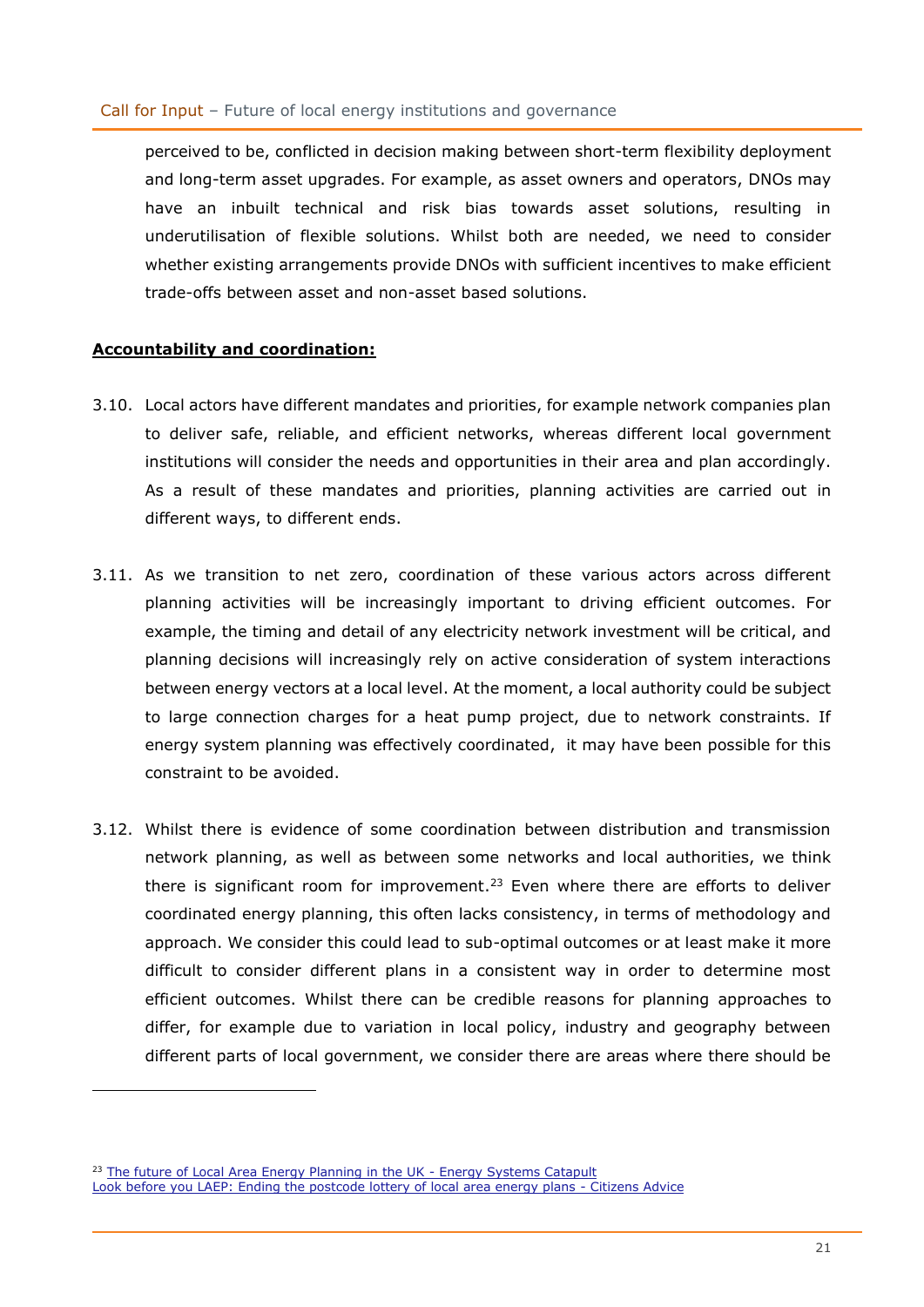perceived to be, conflicted in decision making between short-term flexibility deployment and long-term asset upgrades. For example, as asset owners and operators, DNOs may have an inbuilt technical and risk bias towards asset solutions, resulting in underutilisation of flexible solutions. Whilst both are needed, we need to consider whether existing arrangements provide DNOs with sufficient incentives to make efficient trade-offs between asset and non-asset based solutions.

**Accountability and coordination:**

3.10. Local actors have different mandates and priorities, for example network companies plan to deliver safe, reliable, and efficient networks, whereas different local government institutions will consider the needs and opportunities in their area and plan accordingly. As a result of these mandates and priorities, planning activities are carried out in different ways, to different ends.

3.11. As we transition to net zero, coordination of these various actors across different planning activities will be increasingly important to driving efficient outcomes. For example, the timing and detail of any electricity network investment will be critical, and planning decisions will increasingly rely on active consideration of system interactions between energy vectors at a local level. At the moment, a local authority could be subject to large connection charges for a heat pump project, due to network constraints. If energy system planning was effectively coordinated, it may have been possible for this constraint to be avoided.

3.12. Whilst there is evidence of some coordination between distribution and transmission network planning, as well as between some networks and local authorities, we think there is significant room for improvement.[23] Even where there are efforts to deliver coordinated energy planning, this often lacks consistency, in terms of methodology and approach. We consider this could lead to sub-optimal outcomes or at least make it more difficult to consider different plans in a consistent way in order to determine most efficient outcomes. Whilst there can be credible reasons for planning approaches to differ, for example due to variation in local policy, industry and geography between different parts of local government, we consider there are areas where there should be

[23] The future of Local Area Energy Planning in the UK - Energy Systems Catapult
Look before you LAEP: Ending the postcode lottery of local area energy plans - Citizens Advice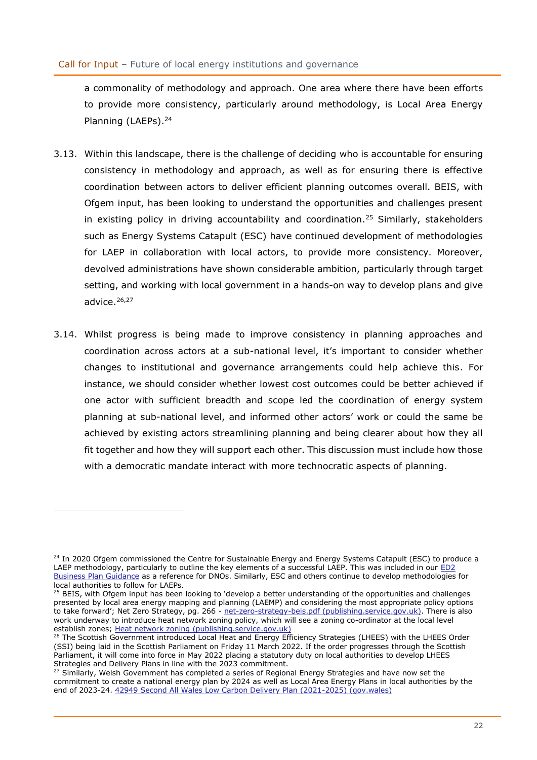a commonality of methodology and approach. One area where there have been efforts to provide more consistency, particularly around methodology, is Local Area Energy Planning (LAEPs).[24]

3.13. Within this landscape, there is the challenge of deciding who is accountable for ensuring consistency in methodology and approach, as well as for ensuring there is effective coordination between actors to deliver efficient planning outcomes overall. BEIS, with Ofgem input, has been looking to understand the opportunities and challenges present in existing policy in driving accountability and coordination.[25] Similarly, stakeholders such as Energy Systems Catapult (ESC) have continued development of methodologies for LAEP in collaboration with local actors, to provide more consistency. Moreover, devolved administrations have shown considerable ambition, particularly through target setting, and working with local government in a hands-on way to develop plans and give advice.[26,27]

3.14. Whilst progress is being made to improve consistency in planning approaches and coordination across actors at a sub-national level, it's important to consider whether changes to institutional and governance arrangements could help achieve this. For instance, we should consider whether lowest cost outcomes could be better achieved if one actor with sufficient breadth and scope led the coordination of energy system planning at sub-national level, and informed other actors' work or could the same be achieved by existing actors streamlining planning and being clearer about how they all fit together and how they will support each other. This discussion must include how those with a democratic mandate interact with more technocratic aspects of planning.

---

[24] In 2020 Ofgem commissioned the Centre for Sustainable Energy and Energy Systems Catapult (ESC) to produce a LAEP methodology, particularly to outline the key elements of a successful LAEP. This was included in our ED2 Business Plan Guidance as a reference for DNOs. Similarly, ESC and others continue to develop methodologies for local authorities to follow for LAEPs.

[25] BEIS, with Ofgem input has been looking to 'develop a better understanding of the opportunities and challenges presented by local area energy mapping and planning (LAEMP) and considering the most appropriate policy options to take forward'; Net Zero Strategy, pg. 266 - net-zero-strategy-beis.pdf (publishing.service.gov.uk). There is also work underway to introduce heat network zoning policy, which will see a zoning co-ordinator at the local level establish zones; Heat network zoning (publishing.service.gov.uk)

[26] The Scottish Government introduced Local Heat and Energy Efficiency Strategies (LHEES) with the LHEES Order (SSI) being laid in the Scottish Parliament on Friday 11 March 2022. If the order progresses through the Scottish Parliament, it will come into force in May 2022 placing a statutory duty on local authorities to develop LHEES Strategies and Delivery Plans in line with the 2023 commitment.

[27] Similarly, Welsh Government has completed a series of Regional Energy Strategies and have now set the commitment to create a national energy plan by 2024 as well as Local Area Energy Plans in local authorities by the end of 2023-24. 42949 Second All Wales Low Carbon Delivery Plan (2021-2025) (gov.wales)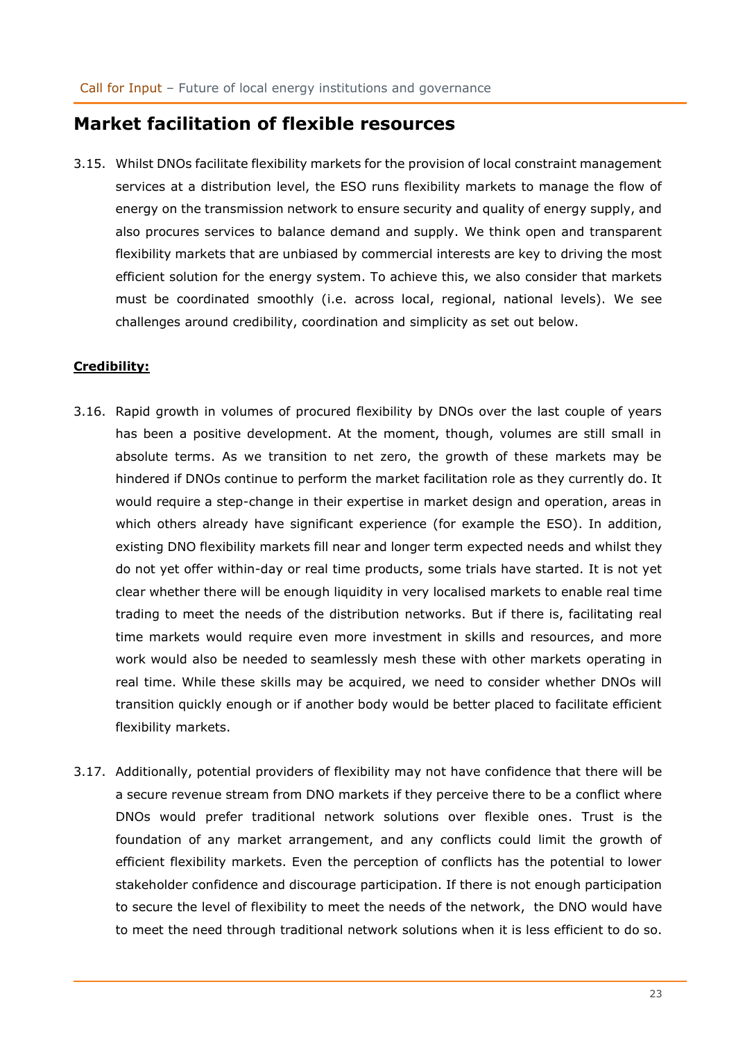## Market facilitation of flexible resources

3.15. Whilst DNOs facilitate flexibility markets for the provision of local constraint management services at a distribution level, the ESO runs flexibility markets to manage the flow of energy on the transmission network to ensure security and quality of energy supply, and also procures services to balance demand and supply. We think open and transparent flexibility markets that are unbiased by commercial interests are key to driving the most efficient solution for the energy system. To achieve this, we also consider that markets must be coordinated smoothly (i.e. across local, regional, national levels). We see challenges around credibility, coordination and simplicity as set out below.

**Credibility:**

3.16. Rapid growth in volumes of procured flexibility by DNOs over the last couple of years has been a positive development. At the moment, though, volumes are still small in absolute terms. As we transition to net zero, the growth of these markets may be hindered if DNOs continue to perform the market facilitation role as they currently do. It would require a step-change in their expertise in market design and operation, areas in which others already have significant experience (for example the ESO). In addition, existing DNO flexibility markets fill near and longer term expected needs and whilst they do not yet offer within-day or real time products, some trials have started. It is not yet clear whether there will be enough liquidity in very localised markets to enable real time trading to meet the needs of the distribution networks. But if there is, facilitating real time markets would require even more investment in skills and resources, and more work would also be needed to seamlessly mesh these with other markets operating in real time. While these skills may be acquired, we need to consider whether DNOs will transition quickly enough or if another body would be better placed to facilitate efficient flexibility markets.

3.17. Additionally, potential providers of flexibility may not have confidence that there will be a secure revenue stream from DNO markets if they perceive there to be a conflict where DNOs would prefer traditional network solutions over flexible ones. Trust is the foundation of any market arrangement, and any conflicts could limit the growth of efficient flexibility markets. Even the perception of conflicts has the potential to lower stakeholder confidence and discourage participation. If there is not enough participation to secure the level of flexibility to meet the needs of the network, the DNO would have to meet the need through traditional network solutions when it is less efficient to do so.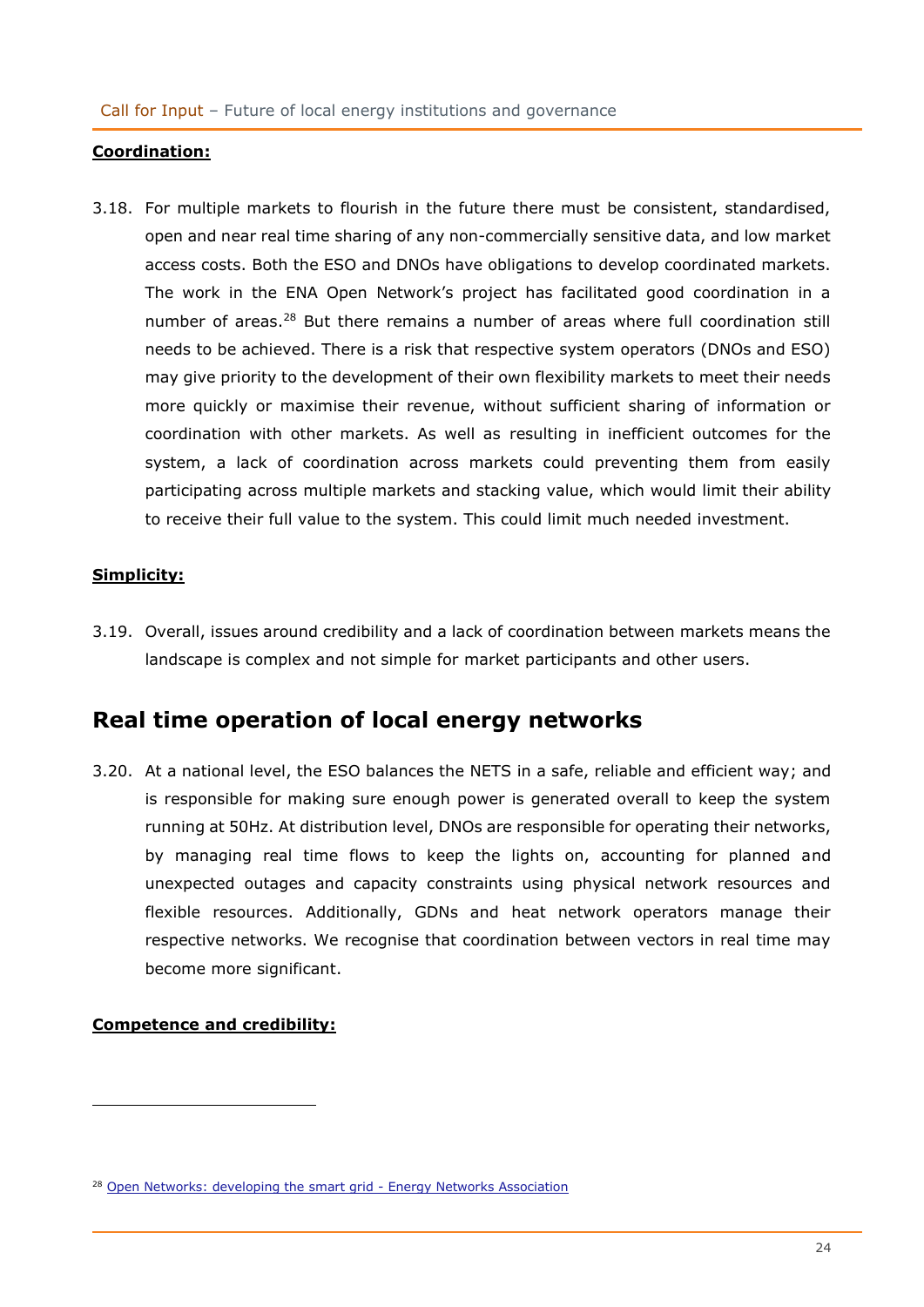**Coordination:**

3.18. For multiple markets to flourish in the future there must be consistent, standardised, open and near real time sharing of any non-commercially sensitive data, and low market access costs. Both the ESO and DNOs have obligations to develop coordinated markets. The work in the ENA Open Network's project has facilitated good coordination in a number of areas.[28] But there remains a number of areas where full coordination still needs to be achieved. There is a risk that respective system operators (DNOs and ESO) may give priority to the development of their own flexibility markets to meet their needs more quickly or maximise their revenue, without sufficient sharing of information or coordination with other markets. As well as resulting in inefficient outcomes for the system, a lack of coordination across markets could preventing them from easily participating across multiple markets and stacking value, which would limit their ability to receive their full value to the system. This could limit much needed investment.

**Simplicity:**

3.19. Overall, issues around credibility and a lack of coordination between markets means the landscape is complex and not simple for market participants and other users.

## Real time operation of local energy networks

3.20. At a national level, the ESO balances the NETS in a safe, reliable and efficient way; and is responsible for making sure enough power is generated overall to keep the system running at 50Hz. At distribution level, DNOs are responsible for operating their networks, by managing real time flows to keep the lights on, accounting for planned and unexpected outages and capacity constraints using physical network resources and flexible resources. Additionally, GDNs and heat network operators manage their respective networks. We recognise that coordination between vectors in real time may become more significant.

**Competence and credibility:**

[28] Open Networks: developing the smart grid - Energy Networks Association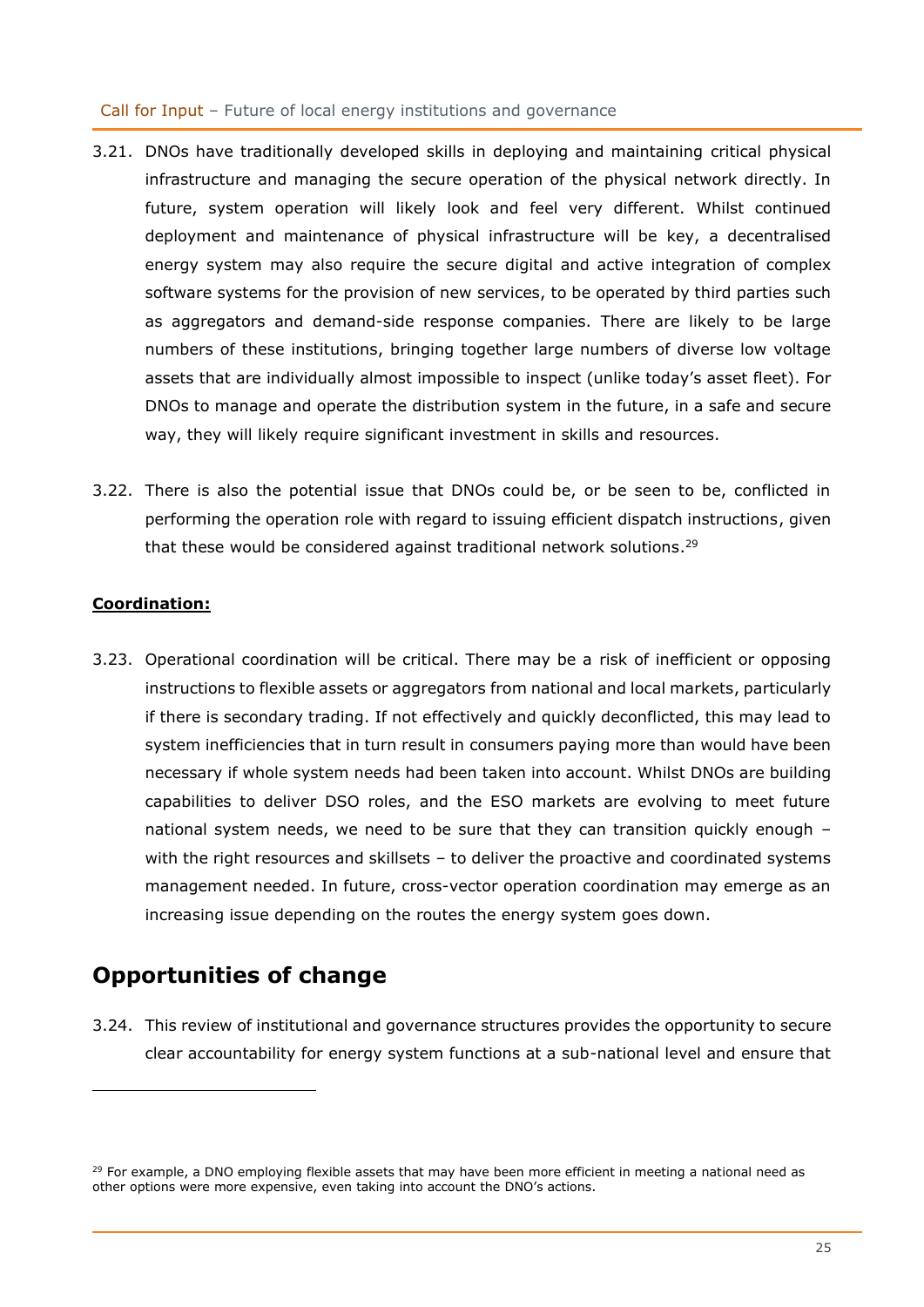3.21. DNOs have traditionally developed skills in deploying and maintaining critical physical infrastructure and managing the secure operation of the physical network directly. In future, system operation will likely look and feel very different. Whilst continued deployment and maintenance of physical infrastructure will be key, a decentralised energy system may also require the secure digital and active integration of complex software systems for the provision of new services, to be operated by third parties such as aggregators and demand-side response companies. There are likely to be large numbers of these institutions, bringing together large numbers of diverse low voltage assets that are individually almost impossible to inspect (unlike today's asset fleet). For DNOs to manage and operate the distribution system in the future, in a safe and secure way, they will likely require significant investment in skills and resources.

3.22. There is also the potential issue that DNOs could be, or be seen to be, conflicted in performing the operation role with regard to issuing efficient dispatch instructions, given that these would be considered against traditional network solutions.[29]

**Coordination:**

3.23. Operational coordination will be critical. There may be a risk of inefficient or opposing instructions to flexible assets or aggregators from national and local markets, particularly if there is secondary trading. If not effectively and quickly deconflicted, this may lead to system inefficiencies that in turn result in consumers paying more than would have been necessary if whole system needs had been taken into account. Whilst DNOs are building capabilities to deliver DSO roles, and the ESO markets are evolving to meet future national system needs, we need to be sure that they can transition quickly enough – with the right resources and skillsets – to deliver the proactive and coordinated systems management needed. In future, cross-vector operation coordination may emerge as an increasing issue depending on the routes the energy system goes down.

## Opportunities of change

3.24. This review of institutional and governance structures provides the opportunity to secure clear accountability for energy system functions at a sub-national level and ensure that

[29] For example, a DNO employing flexible assets that may have been more efficient in meeting a national need as other options were more expensive, even taking into account the DNO's actions.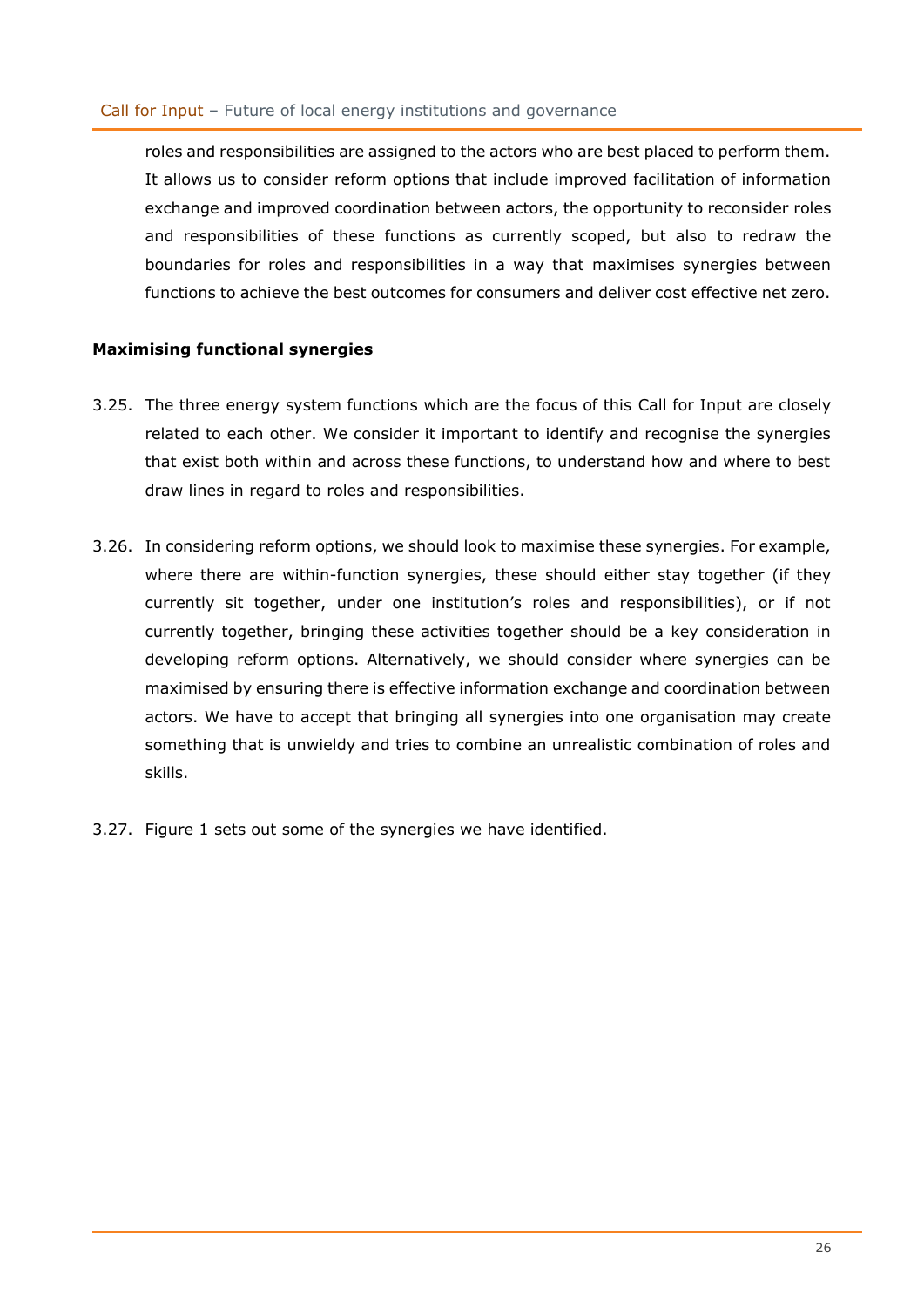roles and responsibilities are assigned to the actors who are best placed to perform them. It allows us to consider reform options that include improved facilitation of information exchange and improved coordination between actors, the opportunity to reconsider roles and responsibilities of these functions as currently scoped, but also to redraw the boundaries for roles and responsibilities in a way that maximises synergies between functions to achieve the best outcomes for consumers and deliver cost effective net zero.

**Maximising functional synergies**

3.25. The three energy system functions which are the focus of this Call for Input are closely related to each other. We consider it important to identify and recognise the synergies that exist both within and across these functions, to understand how and where to best draw lines in regard to roles and responsibilities.

3.26. In considering reform options, we should look to maximise these synergies. For example, where there are within-function synergies, these should either stay together (if they currently sit together, under one institution's roles and responsibilities), or if not currently together, bringing these activities together should be a key consideration in developing reform options. Alternatively, we should consider where synergies can be maximised by ensuring there is effective information exchange and coordination between actors. We have to accept that bringing all synergies into one organisation may create something that is unwieldy and tries to combine an unrealistic combination of roles and skills.

3.27. Figure 1 sets out some of the synergies we have identified.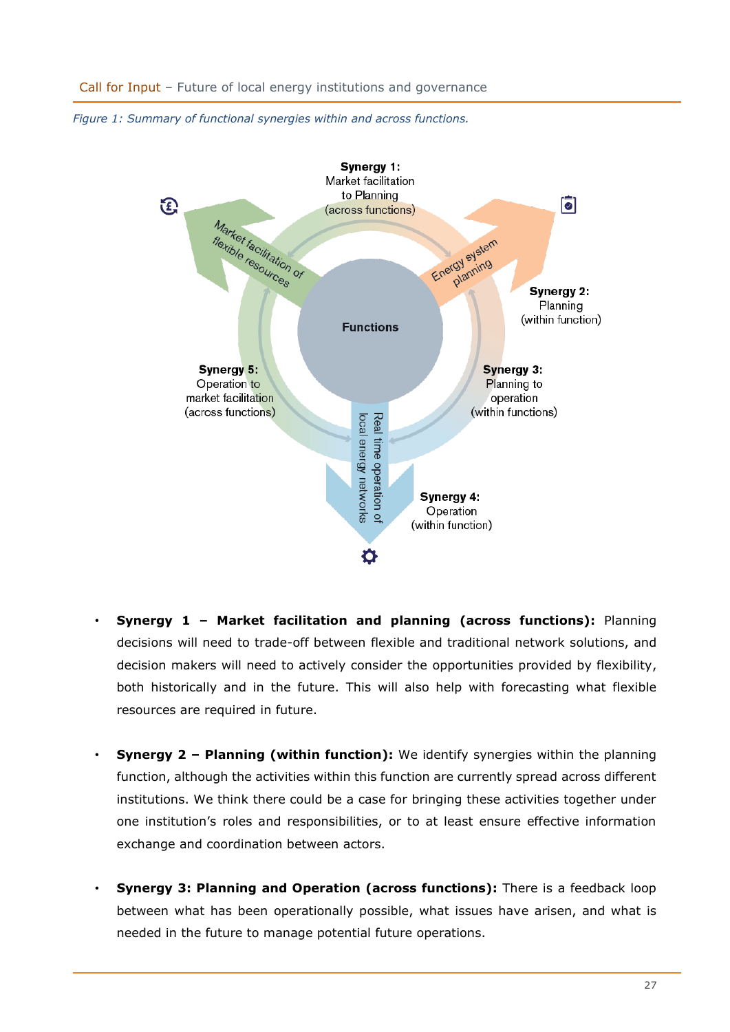*Figure 1: Summary of functional synergies within and across functions.*

- **Synergy 1 – Market facilitation and planning (across functions):** Planning decisions will need to trade-off between flexible and traditional network solutions, and decision makers will need to actively consider the opportunities provided by flexibility, both historically and in the future. This will also help with forecasting what flexible resources are required in future.

- **Synergy 2 – Planning (within function):** We identify synergies within the planning function, although the activities within this function are currently spread across different institutions. We think there could be a case for bringing these activities together under one institution's roles and responsibilities, or to at least ensure effective information exchange and coordination between actors.

- **Synergy 3: Planning and Operation (across functions):** There is a feedback loop between what has been operationally possible, what issues have arisen, and what is needed in the future to manage potential future operations.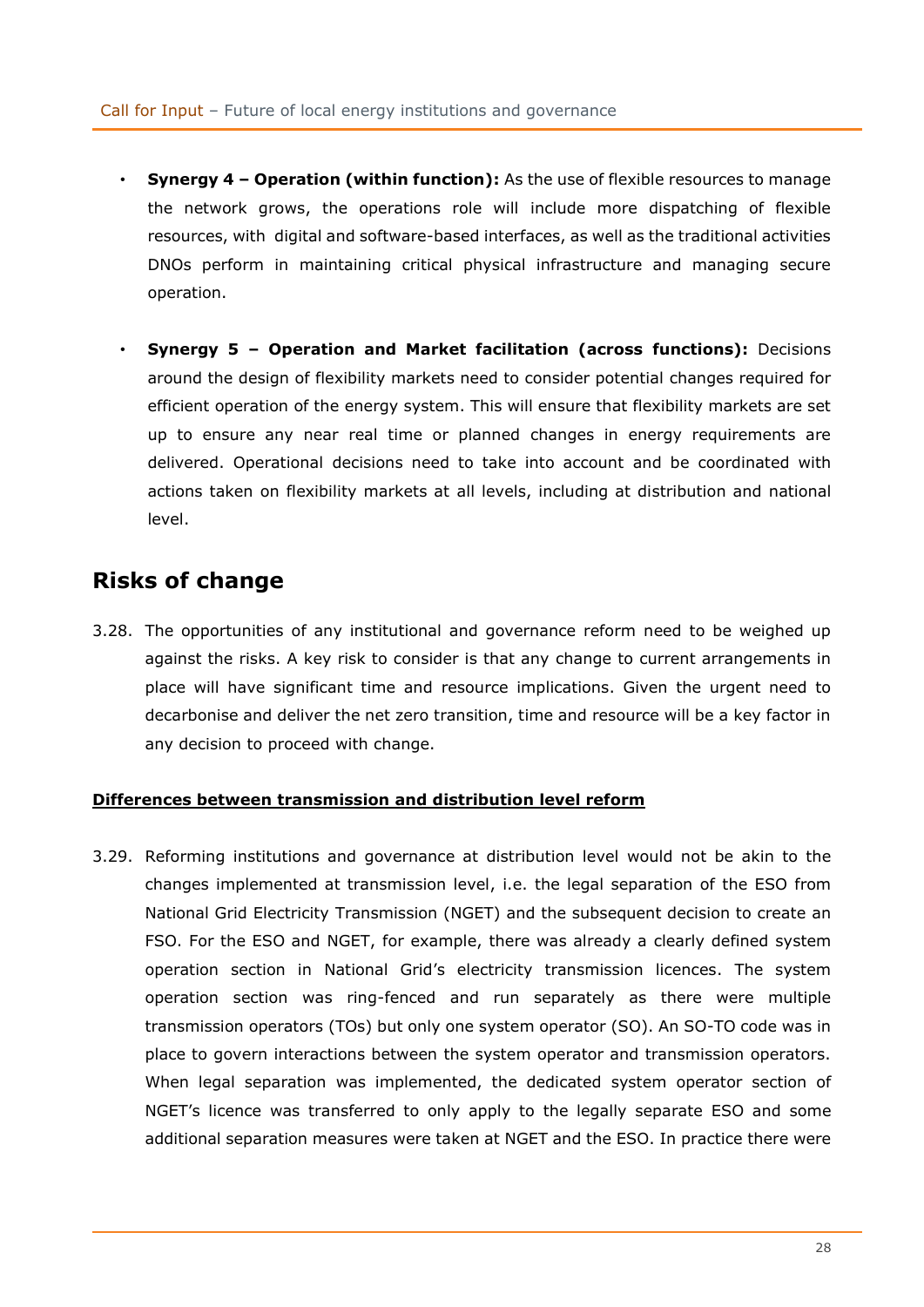- **Synergy 4 – Operation (within function):** As the use of flexible resources to manage the network grows, the operations role will include more dispatching of flexible resources, with digital and software-based interfaces, as well as the traditional activities DNOs perform in maintaining critical physical infrastructure and managing secure operation.

- **Synergy 5 – Operation and Market facilitation (across functions):** Decisions around the design of flexibility markets need to consider potential changes required for efficient operation of the energy system. This will ensure that flexibility markets are set up to ensure any near real time or planned changes in energy requirements are delivered. Operational decisions need to take into account and be coordinated with actions taken on flexibility markets at all levels, including at distribution and national level.

## Risks of change

3.28. The opportunities of any institutional and governance reform need to be weighed up against the risks. A key risk to consider is that any change to current arrangements in place will have significant time and resource implications. Given the urgent need to decarbonise and deliver the net zero transition, time and resource will be a key factor in any decision to proceed with change.

**Differences between transmission and distribution level reform**

3.29. Reforming institutions and governance at distribution level would not be akin to the changes implemented at transmission level, i.e. the legal separation of the ESO from National Grid Electricity Transmission (NGET) and the subsequent decision to create an FSO. For the ESO and NGET, for example, there was already a clearly defined system operation section in National Grid's electricity transmission licences. The system operation section was ring-fenced and run separately as there were multiple transmission operators (TOs) but only one system operator (SO). An SO-TO code was in place to govern interactions between the system operator and transmission operators. When legal separation was implemented, the dedicated system operator section of NGET's licence was transferred to only apply to the legally separate ESO and some additional separation measures were taken at NGET and the ESO. In practice there were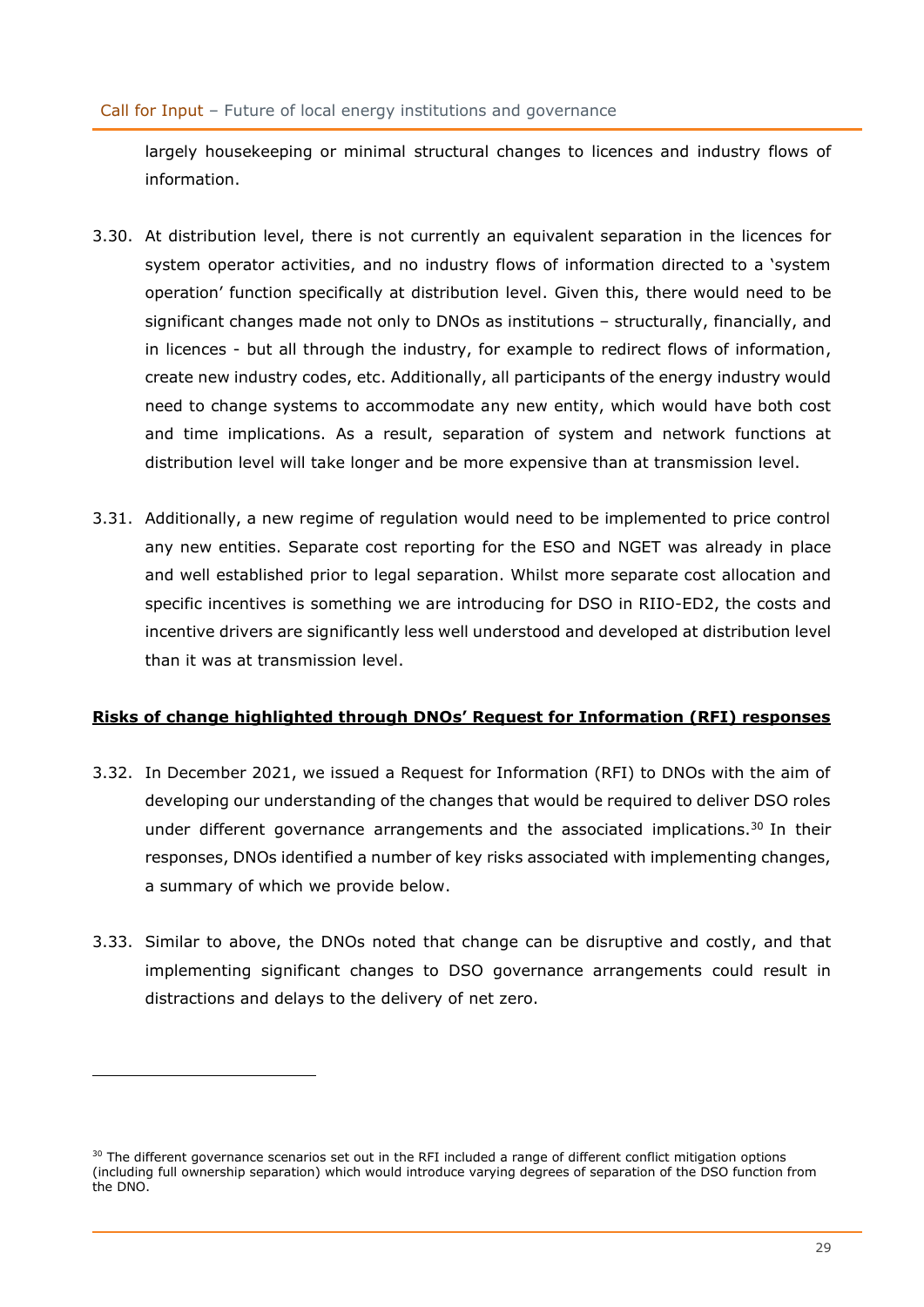largely housekeeping or minimal structural changes to licences and industry flows of information.

3.30. At distribution level, there is not currently an equivalent separation in the licences for system operator activities, and no industry flows of information directed to a 'system operation' function specifically at distribution level. Given this, there would need to be significant changes made not only to DNOs as institutions – structurally, financially, and in licences - but all through the industry, for example to redirect flows of information, create new industry codes, etc. Additionally, all participants of the energy industry would need to change systems to accommodate any new entity, which would have both cost and time implications. As a result, separation of system and network functions at distribution level will take longer and be more expensive than at transmission level.

3.31. Additionally, a new regime of regulation would need to be implemented to price control any new entities. Separate cost reporting for the ESO and NGET was already in place and well established prior to legal separation. Whilst more separate cost allocation and specific incentives is something we are introducing for DSO in RIIO-ED2, the costs and incentive drivers are significantly less well understood and developed at distribution level than it was at transmission level.

**Risks of change highlighted through DNOs' Request for Information (RFI) responses**

3.32. In December 2021, we issued a Request for Information (RFI) to DNOs with the aim of developing our understanding of the changes that would be required to deliver DSO roles under different governance arrangements and the associated implications.[30] In their responses, DNOs identified a number of key risks associated with implementing changes, a summary of which we provide below.

3.33. Similar to above, the DNOs noted that change can be disruptive and costly, and that implementing significant changes to DSO governance arrangements could result in distractions and delays to the delivery of net zero.

[30] The different governance scenarios set out in the RFI included a range of different conflict mitigation options (including full ownership separation) which would introduce varying degrees of separation of the DSO function from the DNO.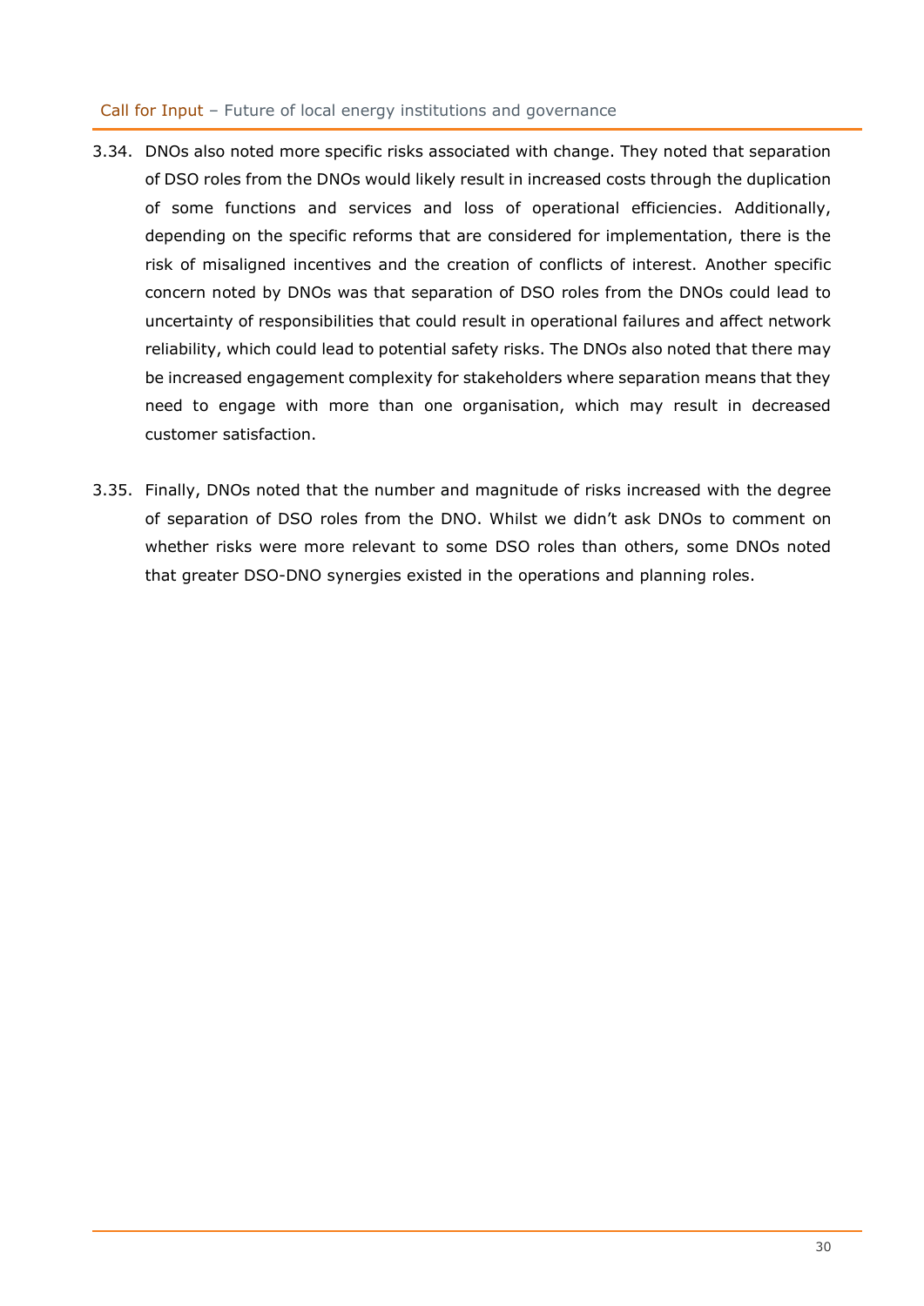3.34. DNOs also noted more specific risks associated with change. They noted that separation of DSO roles from the DNOs would likely result in increased costs through the duplication of some functions and services and loss of operational efficiencies. Additionally, depending on the specific reforms that are considered for implementation, there is the risk of misaligned incentives and the creation of conflicts of interest. Another specific concern noted by DNOs was that separation of DSO roles from the DNOs could lead to uncertainty of responsibilities that could result in operational failures and affect network reliability, which could lead to potential safety risks. The DNOs also noted that there may be increased engagement complexity for stakeholders where separation means that they need to engage with more than one organisation, which may result in decreased customer satisfaction.

3.35. Finally, DNOs noted that the number and magnitude of risks increased with the degree of separation of DSO roles from the DNO. Whilst we didn't ask DNOs to comment on whether risks were more relevant to some DSO roles than others, some DNOs noted that greater DSO-DNO synergies existed in the operations and planning roles.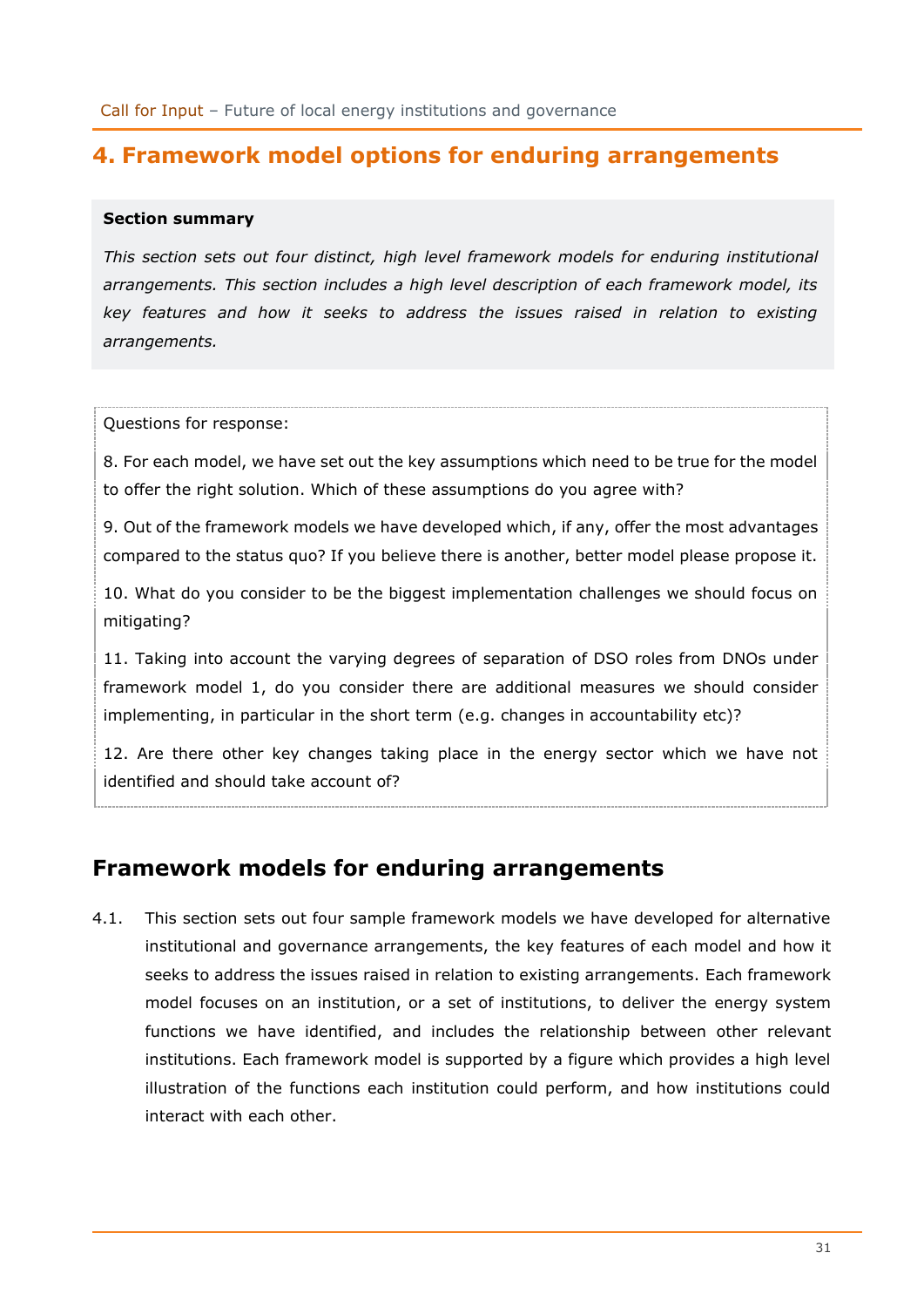# 4. Framework model options for enduring arrangements

**Section summary**

*This section sets out four distinct, high level framework models for enduring institutional arrangements. This section includes a high level description of each framework model, its key features and how it seeks to address the issues raised in relation to existing arrangements.*

Questions for response:

8. For each model, we have set out the key assumptions which need to be true for the model to offer the right solution. Which of these assumptions do you agree with?

9. Out of the framework models we have developed which, if any, offer the most advantages compared to the status quo? If you believe there is another, better model please propose it.

10. What do you consider to be the biggest implementation challenges we should focus on mitigating?

11. Taking into account the varying degrees of separation of DSO roles from DNOs under framework model 1, do you consider there are additional measures we should consider implementing, in particular in the short term (e.g. changes in accountability etc)?

12. Are there other key changes taking place in the energy sector which we have not identified and should take account of?

## Framework models for enduring arrangements

4.1. This section sets out four sample framework models we have developed for alternative institutional and governance arrangements, the key features of each model and how it seeks to address the issues raised in relation to existing arrangements. Each framework model focuses on an institution, or a set of institutions, to deliver the energy system functions we have identified, and includes the relationship between other relevant institutions. Each framework model is supported by a figure which provides a high level illustration of the functions each institution could perform, and how institutions could interact with each other.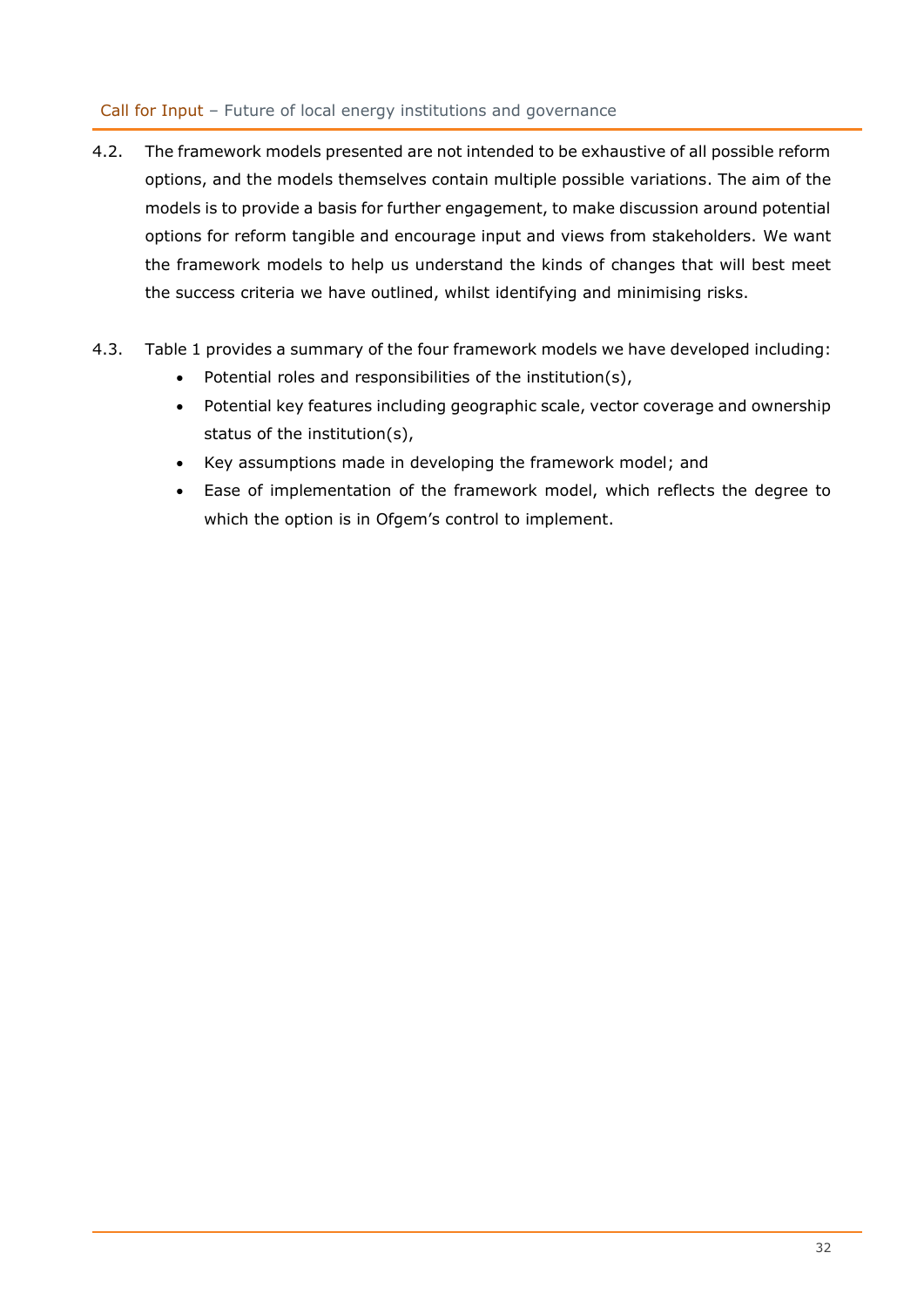4.2. The framework models presented are not intended to be exhaustive of all possible reform options, and the models themselves contain multiple possible variations. The aim of the models is to provide a basis for further engagement, to make discussion around potential options for reform tangible and encourage input and views from stakeholders. We want the framework models to help us understand the kinds of changes that will best meet the success criteria we have outlined, whilst identifying and minimising risks.

4.3. Table 1 provides a summary of the four framework models we have developed including:

- Potential roles and responsibilities of the institution(s),
- Potential key features including geographic scale, vector coverage and ownership status of the institution(s),
- Key assumptions made in developing the framework model; and
- Ease of implementation of the framework model, which reflects the degree to which the option is in Ofgem's control to implement.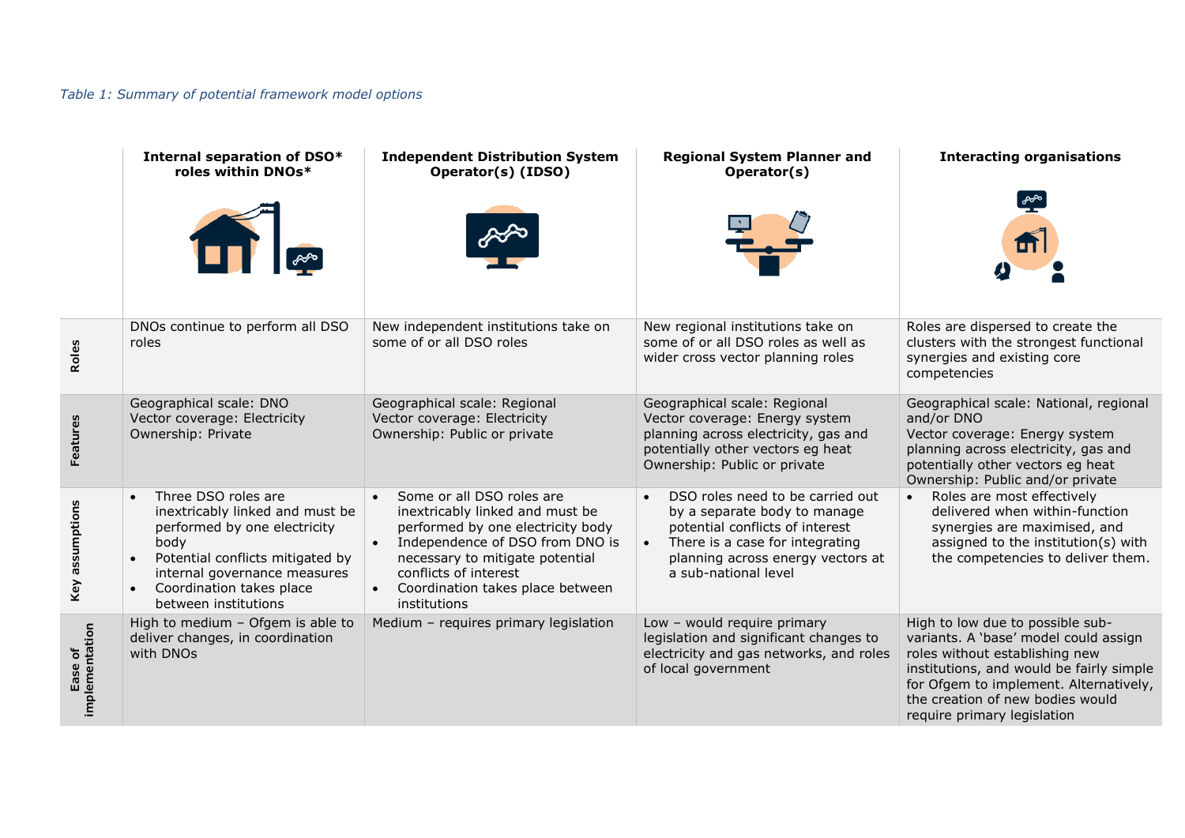*Table 1: Summary of potential framework model options*

| | Internal separation of DSO* roles within DNOs* | Independent Distribution System Operator(s) (IDSO) | Regional System Planner and Operator(s) | Interacting organisations |
|---|---|---|---|---|
| **Roles** | DNOs continue to perform all DSO roles | New independent institutions take on some of or all DSO roles | New regional institutions take on some of or all DSO roles as well as wider cross vector planning roles | Roles are dispersed to create the clusters with the strongest functional synergies and existing core competencies |
| **Features** | Geographical scale: DNO<br>Vector coverage: Electricity<br>Ownership: Private | Geographical scale: Regional<br>Vector coverage: Electricity<br>Ownership: Public or private | Geographical scale: Regional<br>Vector coverage: Energy system planning across electricity, gas and potentially other vectors eg heat<br>Ownership: Public or private | Geographical scale: National, regional and/or DNO<br>Vector coverage: Energy system planning across electricity, gas and potentially other vectors eg heat<br>Ownership: Public and/or private |
| **Key assumptions** | • Three DSO roles are inextricably linked and must be performed by one electricity body<br>• Potential conflicts mitigated by internal governance measures<br>• Coordination takes place between institutions | • Some or all DSO roles are inextricably linked and must be performed by one electricity body<br>• Independence of DSO from DNO is necessary to mitigate potential conflicts of interest<br>• Coordination takes place between institutions | • DSO roles need to be carried out by a separate body to manage potential conflicts of interest<br>• There is a case for integrating planning across energy vectors at a sub-national level | • Roles are most effectively delivered when within-function synergies are maximised, and assigned to the institution(s) with the competencies to deliver them. |
| **Ease of implementation** | High to medium – Ofgem is able to deliver changes, in coordination with DNOs | Medium – requires primary legislation | Low – would require primary legislation and significant changes to electricity and gas networks, and roles of local government | High to low due to possible sub-variants. A 'base' model could assign roles without establishing new institutions, and would be fairly simple for Ofgem to implement. Alternatively, the creation of new bodies would require primary legislation |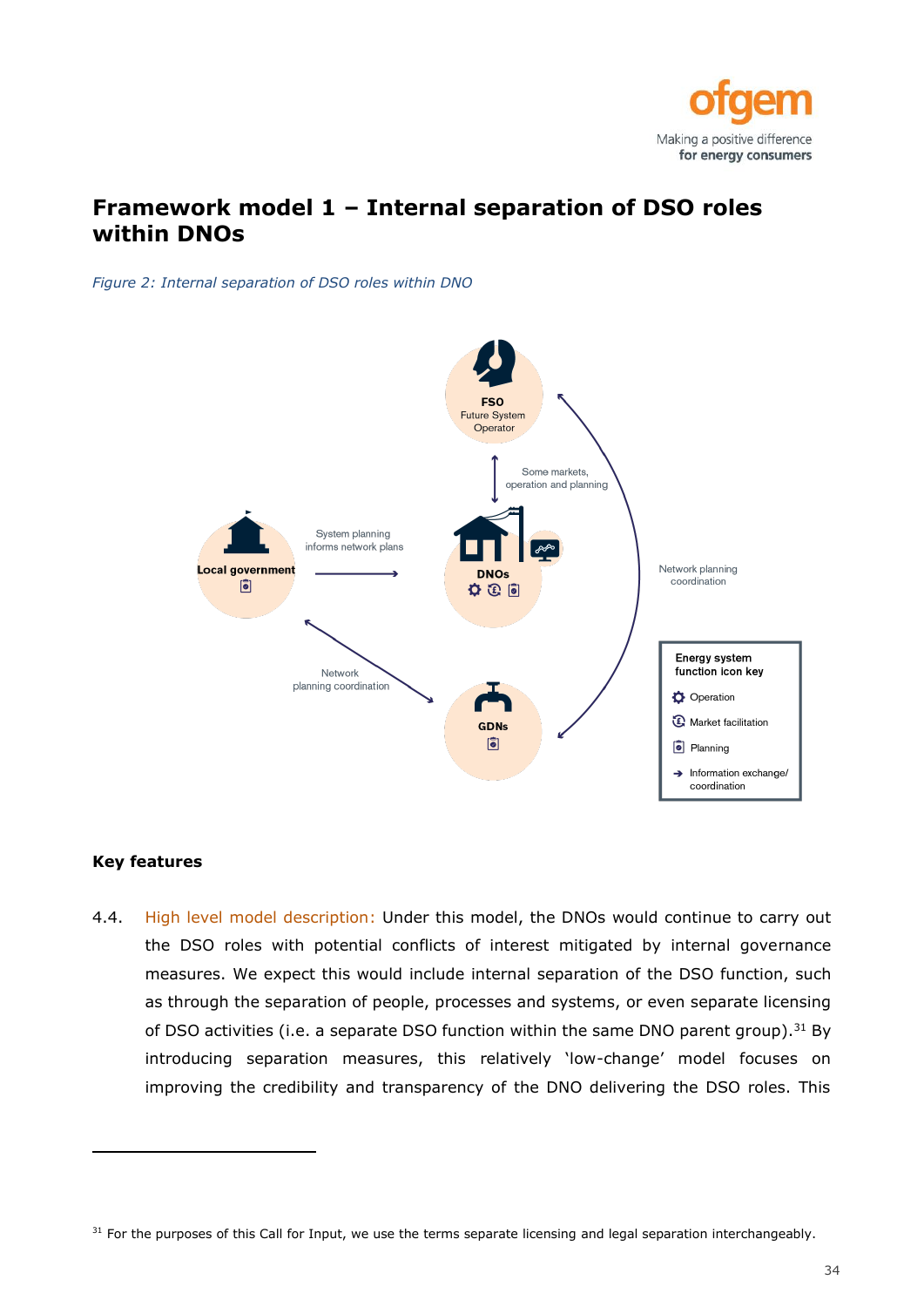## Framework model 1 – Internal separation of DSO roles within DNOs

*Figure 2: Internal separation of DSO roles within DNO*

### Key features

4.4. High level model description: Under this model, the DNOs would continue to carry out the DSO roles with potential conflicts of interest mitigated by internal governance measures. We expect this would include internal separation of the DSO function, such as through the separation of people, processes and systems, or even separate licensing of DSO activities (i.e. a separate DSO function within the same DNO parent group).[31] By introducing separation measures, this relatively 'low-change' model focuses on improving the credibility and transparency of the DNO delivering the DSO roles. This

---

[31] For the purposes of this Call for Input, we use the terms separate licensing and legal separation interchangeably.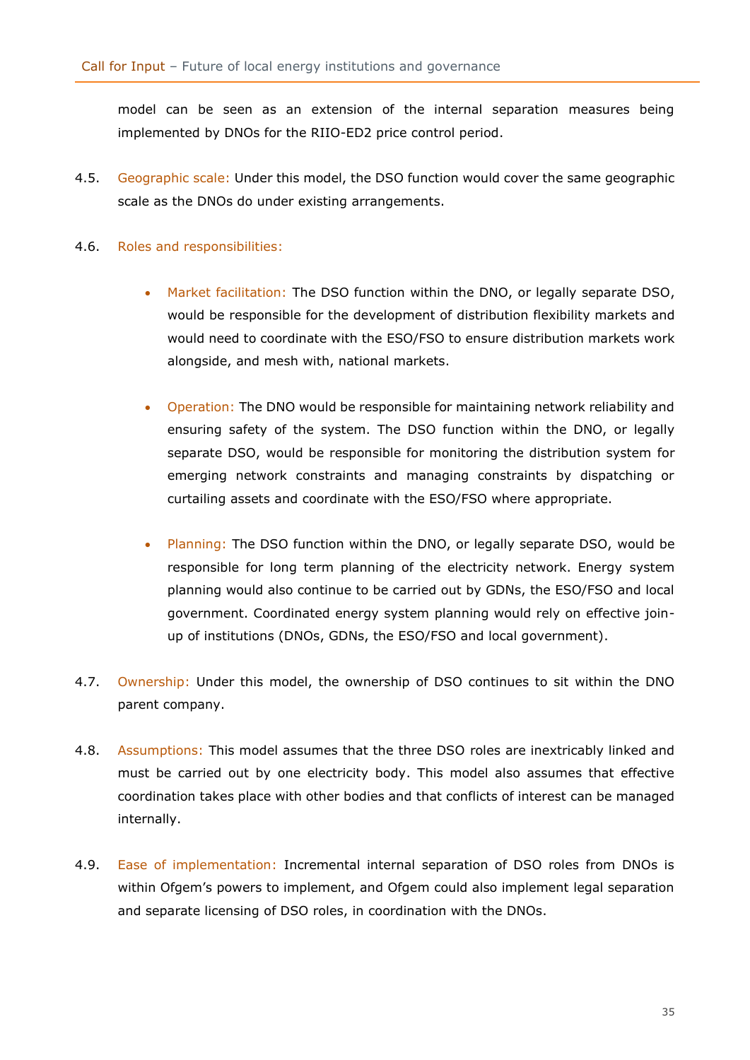model can be seen as an extension of the internal separation measures being implemented by DNOs for the RIIO-ED2 price control period.

4.5. Geographic scale: Under this model, the DSO function would cover the same geographic scale as the DNOs do under existing arrangements.

4.6. Roles and responsibilities:

- Market facilitation: The DSO function within the DNO, or legally separate DSO, would be responsible for the development of distribution flexibility markets and would need to coordinate with the ESO/FSO to ensure distribution markets work alongside, and mesh with, national markets.

- Operation: The DNO would be responsible for maintaining network reliability and ensuring safety of the system. The DSO function within the DNO, or legally separate DSO, would be responsible for monitoring the distribution system for emerging network constraints and managing constraints by dispatching or curtailing assets and coordinate with the ESO/FSO where appropriate.

- Planning: The DSO function within the DNO, or legally separate DSO, would be responsible for long term planning of the electricity network. Energy system planning would also continue to be carried out by GDNs, the ESO/FSO and local government. Coordinated energy system planning would rely on effective join-up of institutions (DNOs, GDNs, the ESO/FSO and local government).

4.7. Ownership: Under this model, the ownership of DSO continues to sit within the DNO parent company.

4.8. Assumptions: This model assumes that the three DSO roles are inextricably linked and must be carried out by one electricity body. This model also assumes that effective coordination takes place with other bodies and that conflicts of interest can be managed internally.

4.9. Ease of implementation: Incremental internal separation of DSO roles from DNOs is within Ofgem's powers to implement, and Ofgem could also implement legal separation and separate licensing of DSO roles, in coordination with the DNOs.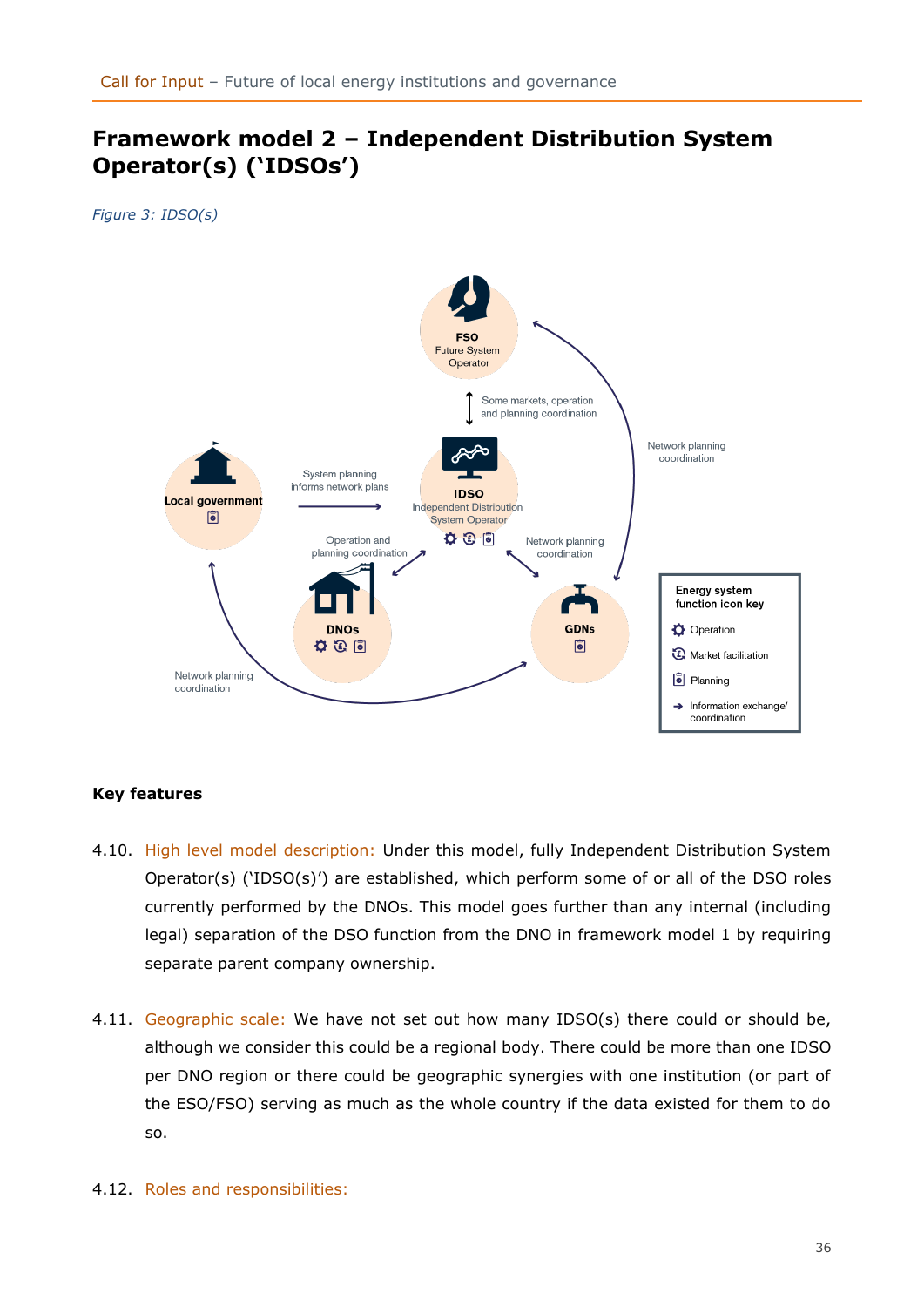## Framework model 2 – Independent Distribution System Operator(s) ('IDSOs')

*Figure 3: IDSO(s)*

### Key features

4.10. High level model description: Under this model, fully Independent Distribution System Operator(s) ('IDSO(s)') are established, which perform some of or all of the DSO roles currently performed by the DNOs. This model goes further than any internal (including legal) separation of the DSO function from the DNO in framework model 1 by requiring separate parent company ownership.

4.11. Geographic scale: We have not set out how many IDSO(s) there could or should be, although we consider this could be a regional body. There could be more than one IDSO per DNO region or there could be geographic synergies with one institution (or part of the ESO/FSO) serving as much as the whole country if the data existed for them to do so.

4.12. Roles and responsibilities: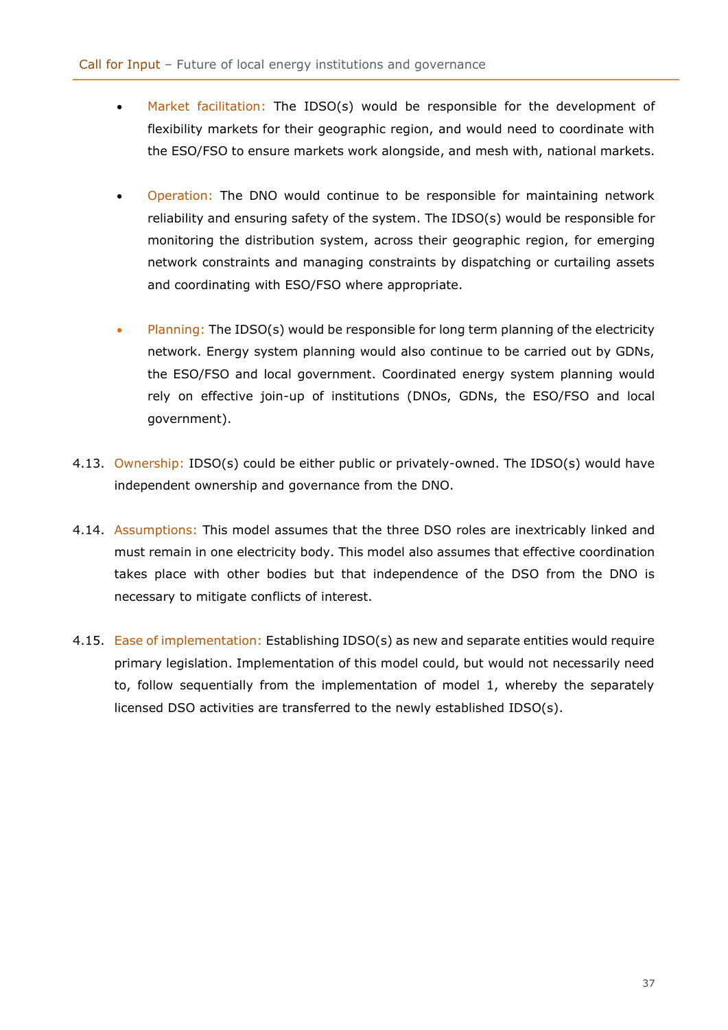- Market facilitation: The IDSO(s) would be responsible for the development of flexibility markets for their geographic region, and would need to coordinate with the ESO/FSO to ensure markets work alongside, and mesh with, national markets.

- Operation: The DNO would continue to be responsible for maintaining network reliability and ensuring safety of the system. The IDSO(s) would be responsible for monitoring the distribution system, across their geographic region, for emerging network constraints and managing constraints by dispatching or curtailing assets and coordinating with ESO/FSO where appropriate.

- Planning: The IDSO(s) would be responsible for long term planning of the electricity network. Energy system planning would also continue to be carried out by GDNs, the ESO/FSO and local government. Coordinated energy system planning would rely on effective join-up of institutions (DNOs, GDNs, the ESO/FSO and local government).

4.13. Ownership: IDSO(s) could be either public or privately-owned. The IDSO(s) would have independent ownership and governance from the DNO.

4.14. Assumptions: This model assumes that the three DSO roles are inextricably linked and must remain in one electricity body. This model also assumes that effective coordination takes place with other bodies but that independence of the DSO from the DNO is necessary to mitigate conflicts of interest.

4.15. Ease of implementation: Establishing IDSO(s) as new and separate entities would require primary legislation. Implementation of this model could, but would not necessarily need to, follow sequentially from the implementation of model 1, whereby the separately licensed DSO activities are transferred to the newly established IDSO(s).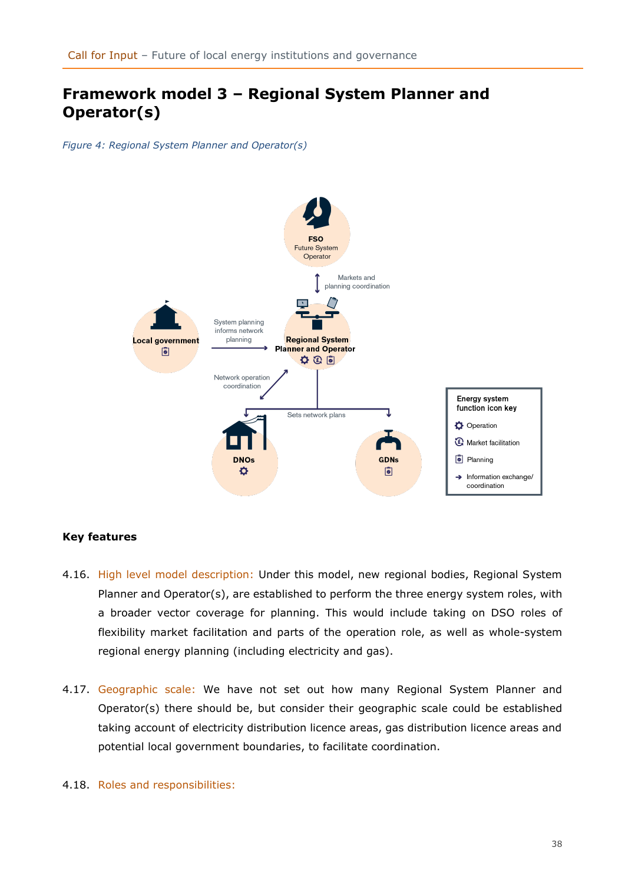## Framework model 3 – Regional System Planner and Operator(s)

*Figure 4: Regional System Planner and Operator(s)*

### Key features

4.16. High level model description: Under this model, new regional bodies, Regional System Planner and Operator(s), are established to perform the three energy system roles, with a broader vector coverage for planning. This would include taking on DSO roles of flexibility market facilitation and parts of the operation role, as well as whole-system regional energy planning (including electricity and gas).

4.17. Geographic scale: We have not set out how many Regional System Planner and Operator(s) there should be, but consider their geographic scale could be established taking account of electricity distribution licence areas, gas distribution licence areas and potential local government boundaries, to facilitate coordination.

4.18. Roles and responsibilities: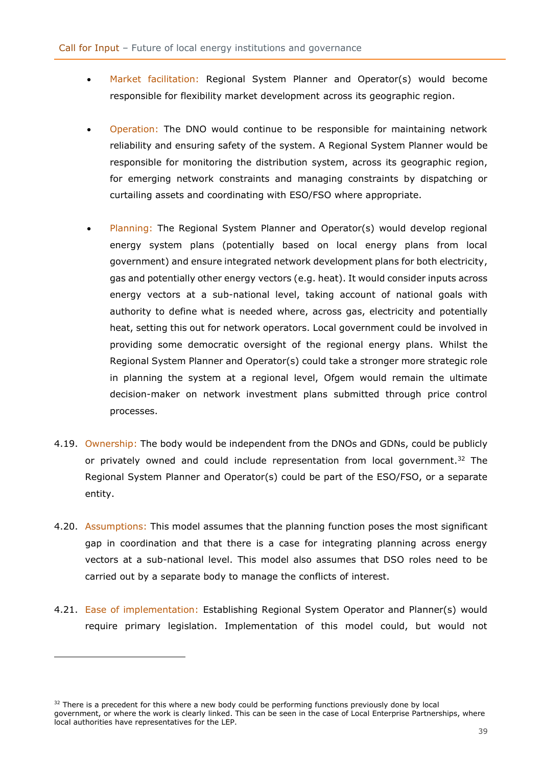- Market facilitation: Regional System Planner and Operator(s) would become responsible for flexibility market development across its geographic region.

- Operation: The DNO would continue to be responsible for maintaining network reliability and ensuring safety of the system. A Regional System Planner would be responsible for monitoring the distribution system, across its geographic region, for emerging network constraints and managing constraints by dispatching or curtailing assets and coordinating with ESO/FSO where appropriate.

- Planning: The Regional System Planner and Operator(s) would develop regional energy system plans (potentially based on local energy plans from local government) and ensure integrated network development plans for both electricity, gas and potentially other energy vectors (e.g. heat). It would consider inputs across energy vectors at a sub-national level, taking account of national goals with authority to define what is needed where, across gas, electricity and potentially heat, setting this out for network operators. Local government could be involved in providing some democratic oversight of the regional energy plans. Whilst the Regional System Planner and Operator(s) could take a stronger more strategic role in planning the system at a regional level, Ofgem would remain the ultimate decision-maker on network investment plans submitted through price control processes.

4.19. Ownership: The body would be independent from the DNOs and GDNs, could be publicly or privately owned and could include representation from local government.[32] The Regional System Planner and Operator(s) could be part of the ESO/FSO, or a separate entity.

4.20. Assumptions: This model assumes that the planning function poses the most significant gap in coordination and that there is a case for integrating planning across energy vectors at a sub-national level. This model also assumes that DSO roles need to be carried out by a separate body to manage the conflicts of interest.

4.21. Ease of implementation: Establishing Regional System Operator and Planner(s) would require primary legislation. Implementation of this model could, but would not

[32] There is a precedent for this where a new body could be performing functions previously done by local government, or where the work is clearly linked. This can be seen in the case of Local Enterprise Partnerships, where local authorities have representatives for the LEP.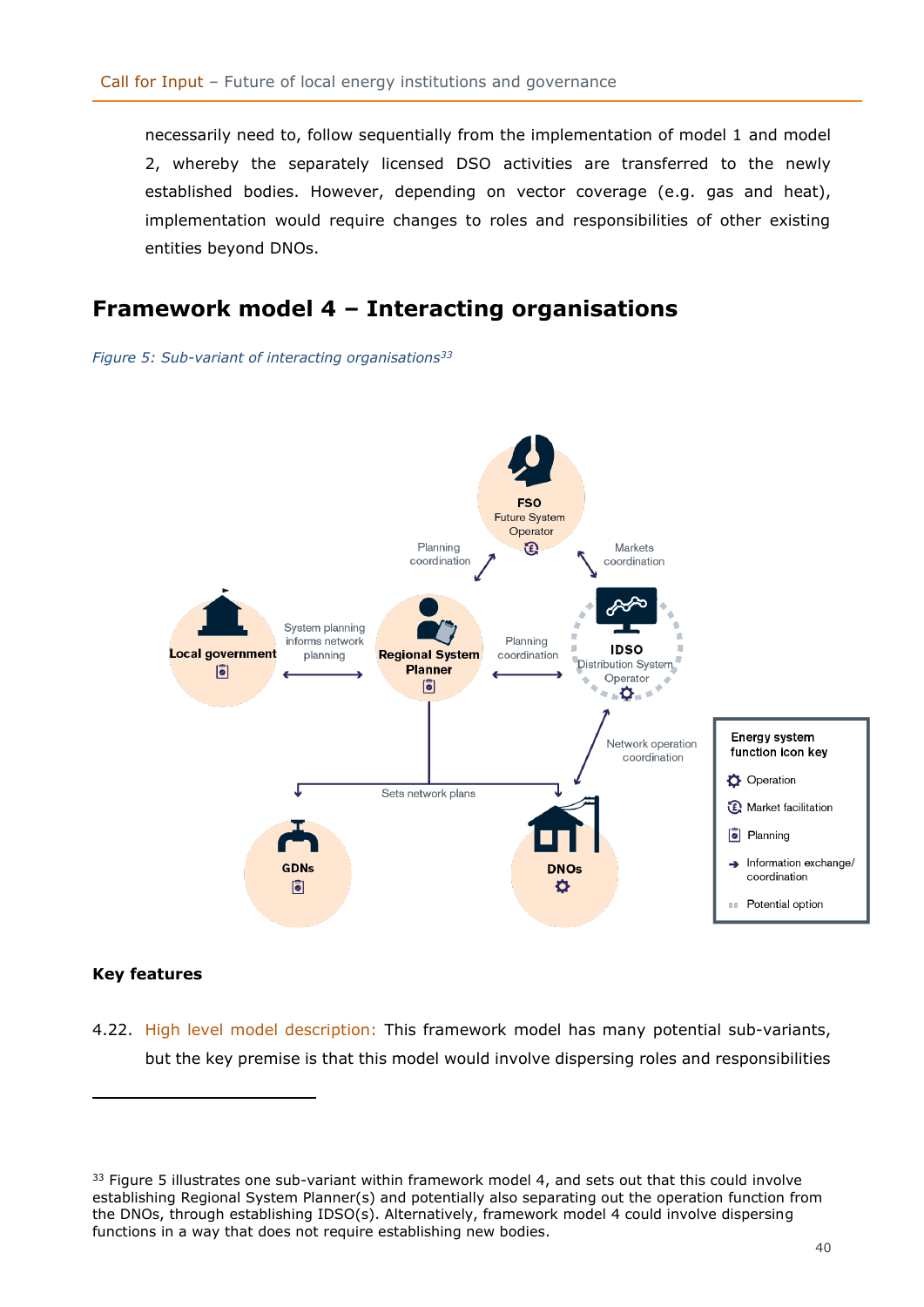necessarily need to, follow sequentially from the implementation of model 1 and model 2, whereby the separately licensed DSO activities are transferred to the newly established bodies. However, depending on vector coverage (e.g. gas and heat), implementation would require changes to roles and responsibilities of other existing entities beyond DNOs.

## Framework model 4 – Interacting organisations

*Figure 5: Sub-variant of interacting organisations*[33]

### Key features

4.22. High level model description: This framework model has many potential sub-variants, but the key premise is that this model would involve dispersing roles and responsibilities

---

[33] Figure 5 illustrates one sub-variant within framework model 4, and sets out that this could involve establishing Regional System Planner(s) and potentially also separating out the operation function from the DNOs, through establishing IDSO(s). Alternatively, framework model 4 could involve dispersing functions in a way that does not require establishing new bodies.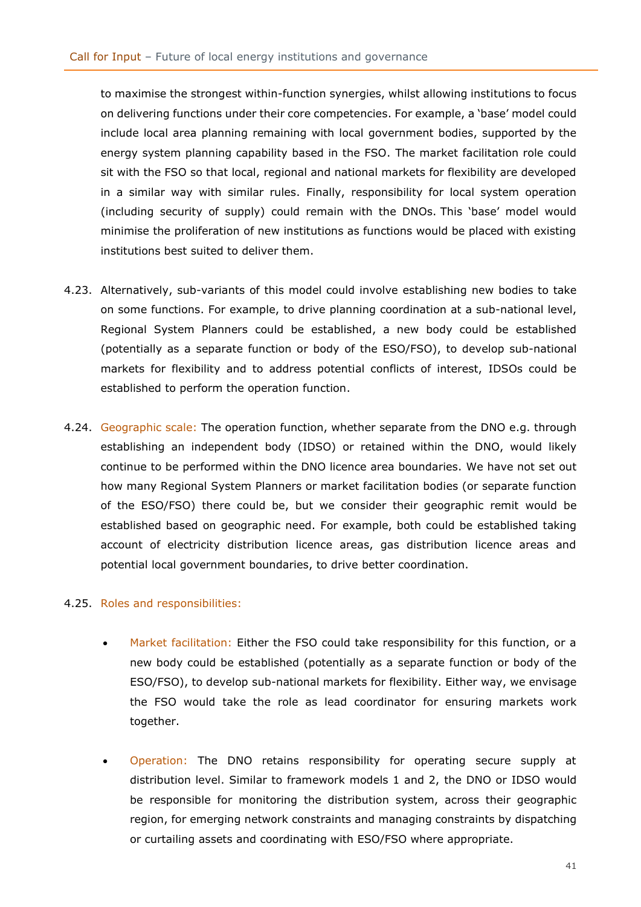to maximise the strongest within-function synergies, whilst allowing institutions to focus on delivering functions under their core competencies. For example, a 'base' model could include local area planning remaining with local government bodies, supported by the energy system planning capability based in the FSO. The market facilitation role could sit with the FSO so that local, regional and national markets for flexibility are developed in a similar way with similar rules. Finally, responsibility for local system operation (including security of supply) could remain with the DNOs. This 'base' model would minimise the proliferation of new institutions as functions would be placed with existing institutions best suited to deliver them.

4.23. Alternatively, sub-variants of this model could involve establishing new bodies to take on some functions. For example, to drive planning coordination at a sub-national level, Regional System Planners could be established, a new body could be established (potentially as a separate function or body of the ESO/FSO), to develop sub-national markets for flexibility and to address potential conflicts of interest, IDSOs could be established to perform the operation function.

4.24. Geographic scale: The operation function, whether separate from the DNO e.g. through establishing an independent body (IDSO) or retained within the DNO, would likely continue to be performed within the DNO licence area boundaries. We have not set out how many Regional System Planners or market facilitation bodies (or separate function of the ESO/FSO) there could be, but we consider their geographic remit would be established based on geographic need. For example, both could be established taking account of electricity distribution licence areas, gas distribution licence areas and potential local government boundaries, to drive better coordination.

4.25. Roles and responsibilities:

- Market facilitation: Either the FSO could take responsibility for this function, or a new body could be established (potentially as a separate function or body of the ESO/FSO), to develop sub-national markets for flexibility. Either way, we envisage the FSO would take the role as lead coordinator for ensuring markets work together.

- Operation: The DNO retains responsibility for operating secure supply at distribution level. Similar to framework models 1 and 2, the DNO or IDSO would be responsible for monitoring the distribution system, across their geographic region, for emerging network constraints and managing constraints by dispatching or curtailing assets and coordinating with ESO/FSO where appropriate.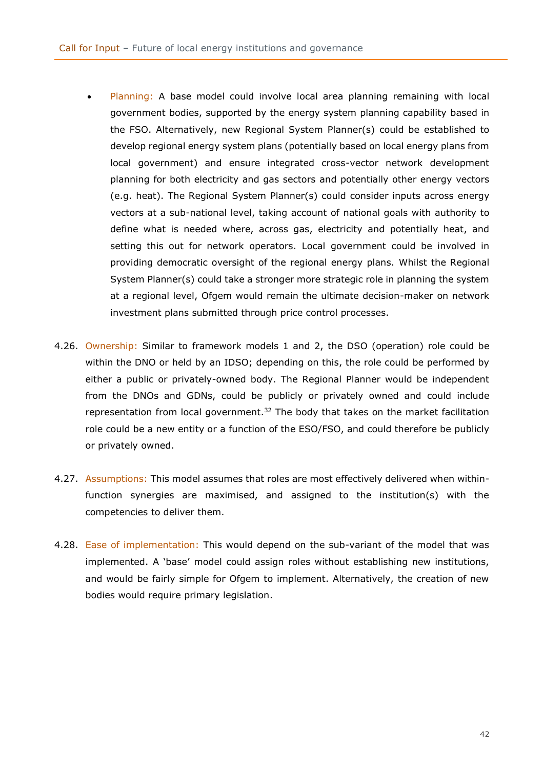- Planning: A base model could involve local area planning remaining with local government bodies, supported by the energy system planning capability based in the FSO. Alternatively, new Regional System Planner(s) could be established to develop regional energy system plans (potentially based on local energy plans from local government) and ensure integrated cross-vector network development planning for both electricity and gas sectors and potentially other energy vectors (e.g. heat). The Regional System Planner(s) could consider inputs across energy vectors at a sub-national level, taking account of national goals with authority to define what is needed where, across gas, electricity and potentially heat, and setting this out for network operators. Local government could be involved in providing democratic oversight of the regional energy plans. Whilst the Regional System Planner(s) could take a stronger more strategic role in planning the system at a regional level, Ofgem would remain the ultimate decision-maker on network investment plans submitted through price control processes.

4.26. Ownership: Similar to framework models 1 and 2, the DSO (operation) role could be within the DNO or held by an IDSO; depending on this, the role could be performed by either a public or privately-owned body. The Regional Planner would be independent from the DNOs and GDNs, could be publicly or privately owned and could include representation from local government.[32] The body that takes on the market facilitation role could be a new entity or a function of the ESO/FSO, and could therefore be publicly or privately owned.

4.27. Assumptions: This model assumes that roles are most effectively delivered when within-function synergies are maximised, and assigned to the institution(s) with the competencies to deliver them.

4.28. Ease of implementation: This would depend on the sub-variant of the model that was implemented. A 'base' model could assign roles without establishing new institutions, and would be fairly simple for Ofgem to implement. Alternatively, the creation of new bodies would require primary legislation.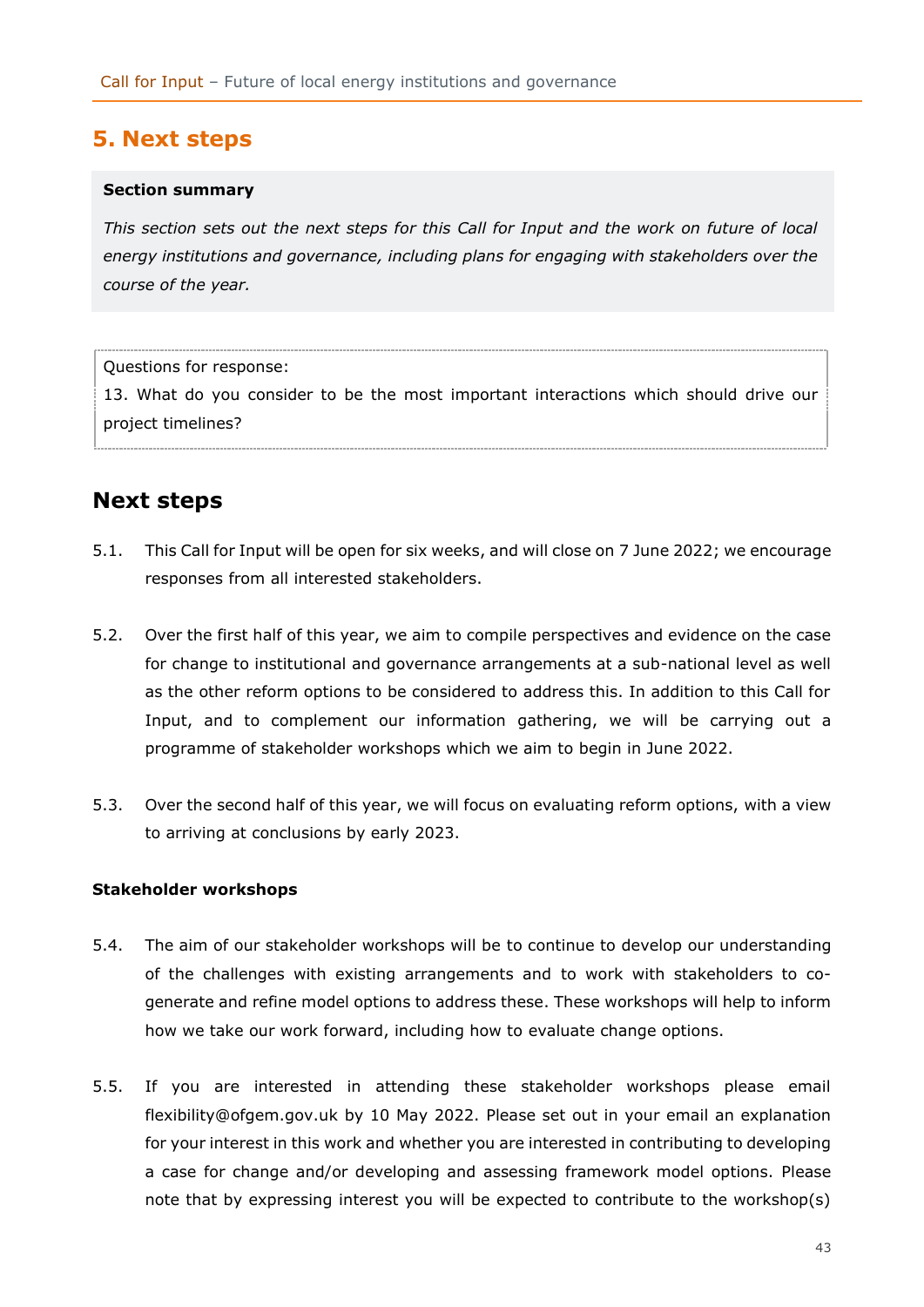## 5. Next steps

**Section summary**

*This section sets out the next steps for this Call for Input and the work on future of local energy institutions and governance, including plans for engaging with stakeholders over the course of the year.*

Questions for response:

13. What do you consider to be the most important interactions which should drive our project timelines?

## Next steps

5.1. This Call for Input will be open for six weeks, and will close on 7 June 2022; we encourage responses from all interested stakeholders.

5.2. Over the first half of this year, we aim to compile perspectives and evidence on the case for change to institutional and governance arrangements at a sub-national level as well as the other reform options to be considered to address this. In addition to this Call for Input, and to complement our information gathering, we will be carrying out a programme of stakeholder workshops which we aim to begin in June 2022.

5.3. Over the second half of this year, we will focus on evaluating reform options, with a view to arriving at conclusions by early 2023.

### Stakeholder workshops

5.4. The aim of our stakeholder workshops will be to continue to develop our understanding of the challenges with existing arrangements and to work with stakeholders to co-generate and refine model options to address these. These workshops will help to inform how we take our work forward, including how to evaluate change options.

5.5. If you are interested in attending these stakeholder workshops please email flexibility@ofgem.gov.uk by 10 May 2022. Please set out in your email an explanation for your interest in this work and whether you are interested in contributing to developing a case for change and/or developing and assessing framework model options. Please note that by expressing interest you will be expected to contribute to the workshop(s)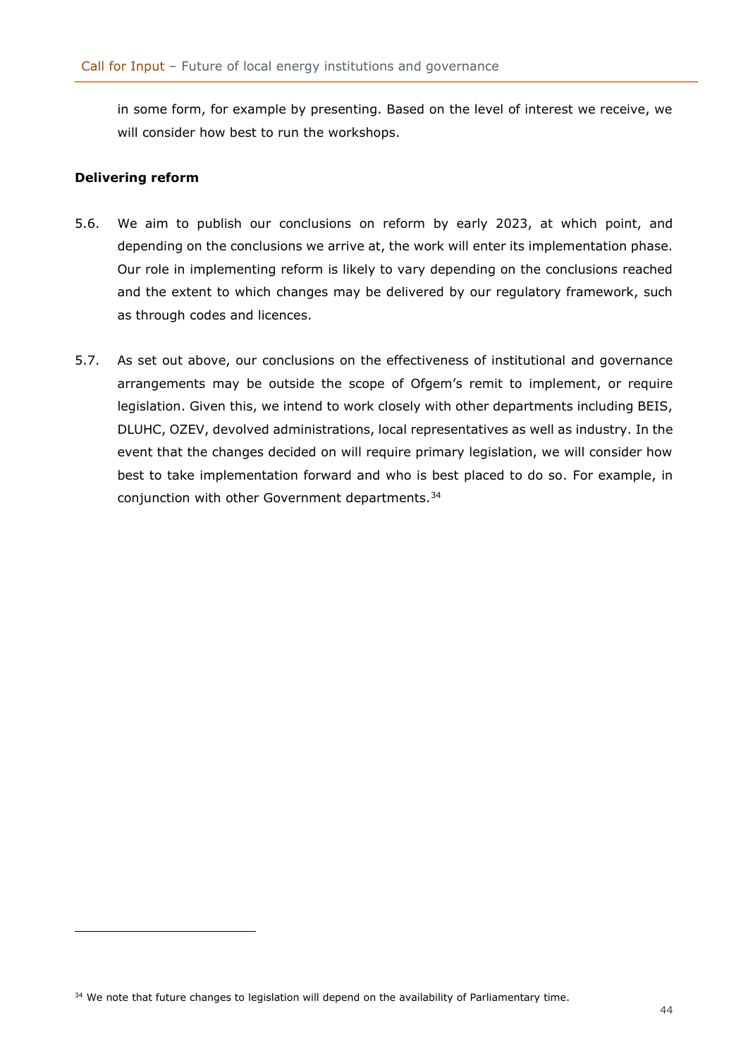in some form, for example by presenting. Based on the level of interest we receive, we will consider how best to run the workshops.

**Delivering reform**

5.6. We aim to publish our conclusions on reform by early 2023, at which point, and depending on the conclusions we arrive at, the work will enter its implementation phase. Our role in implementing reform is likely to vary depending on the conclusions reached and the extent to which changes may be delivered by our regulatory framework, such as through codes and licences.

5.7. As set out above, our conclusions on the effectiveness of institutional and governance arrangements may be outside the scope of Ofgem's remit to implement, or require legislation. Given this, we intend to work closely with other departments including BEIS, DLUHC, OZEV, devolved administrations, local representatives as well as industry. In the event that the changes decided on will require primary legislation, we will consider how best to take implementation forward and who is best placed to do so. For example, in conjunction with other Government departments.[34]

[34] We note that future changes to legislation will depend on the availability of Parliamentary time.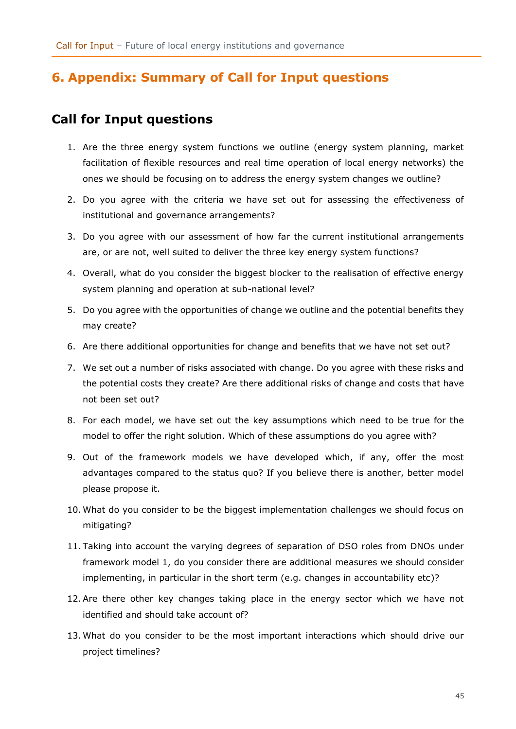# 6. Appendix: Summary of Call for Input questions

## Call for Input questions

1. Are the three energy system functions we outline (energy system planning, market facilitation of flexible resources and real time operation of local energy networks) the ones we should be focusing on to address the energy system changes we outline?
2. Do you agree with the criteria we have set out for assessing the effectiveness of institutional and governance arrangements?
3. Do you agree with our assessment of how far the current institutional arrangements are, or are not, well suited to deliver the three key energy system functions?
4. Overall, what do you consider the biggest blocker to the realisation of effective energy system planning and operation at sub-national level?
5. Do you agree with the opportunities of change we outline and the potential benefits they may create?
6. Are there additional opportunities for change and benefits that we have not set out?
7. We set out a number of risks associated with change. Do you agree with these risks and the potential costs they create? Are there additional risks of change and costs that have not been set out?
8. For each model, we have set out the key assumptions which need to be true for the model to offer the right solution. Which of these assumptions do you agree with?
9. Out of the framework models we have developed which, if any, offer the most advantages compared to the status quo? If you believe there is another, better model please propose it.
10. What do you consider to be the biggest implementation challenges we should focus on mitigating?
11. Taking into account the varying degrees of separation of DSO roles from DNOs under framework model 1, do you consider there are additional measures we should consider implementing, in particular in the short term (e.g. changes in accountability etc)?
12. Are there other key changes taking place in the energy sector which we have not identified and should take account of?
13. What do you consider to be the most important interactions which should drive our project timelines?